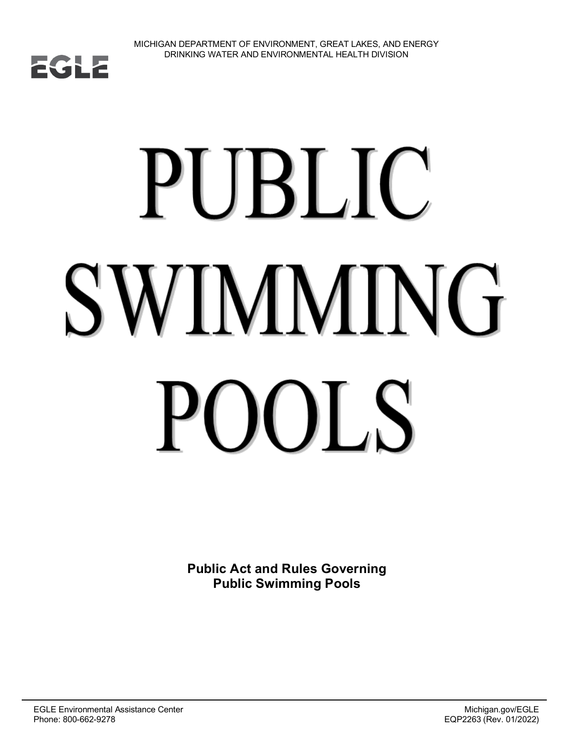MICHIGAN DEPARTMENT OF ENVIRONMENT, GREAT LAKES, AND ENERGY
DRINKING WATER AND ENVIRONMENTAL HEALTH DIVISION

EGLE

# PUBLIC SWIMMING POOLS

**Public Act and Rules Governing Public Swimming Pools**

EGLE Environmental Assistance Center
Phone: 800-662-9278

Michigan.gov/EGLE
EQP2263 (Rev. 01/2022)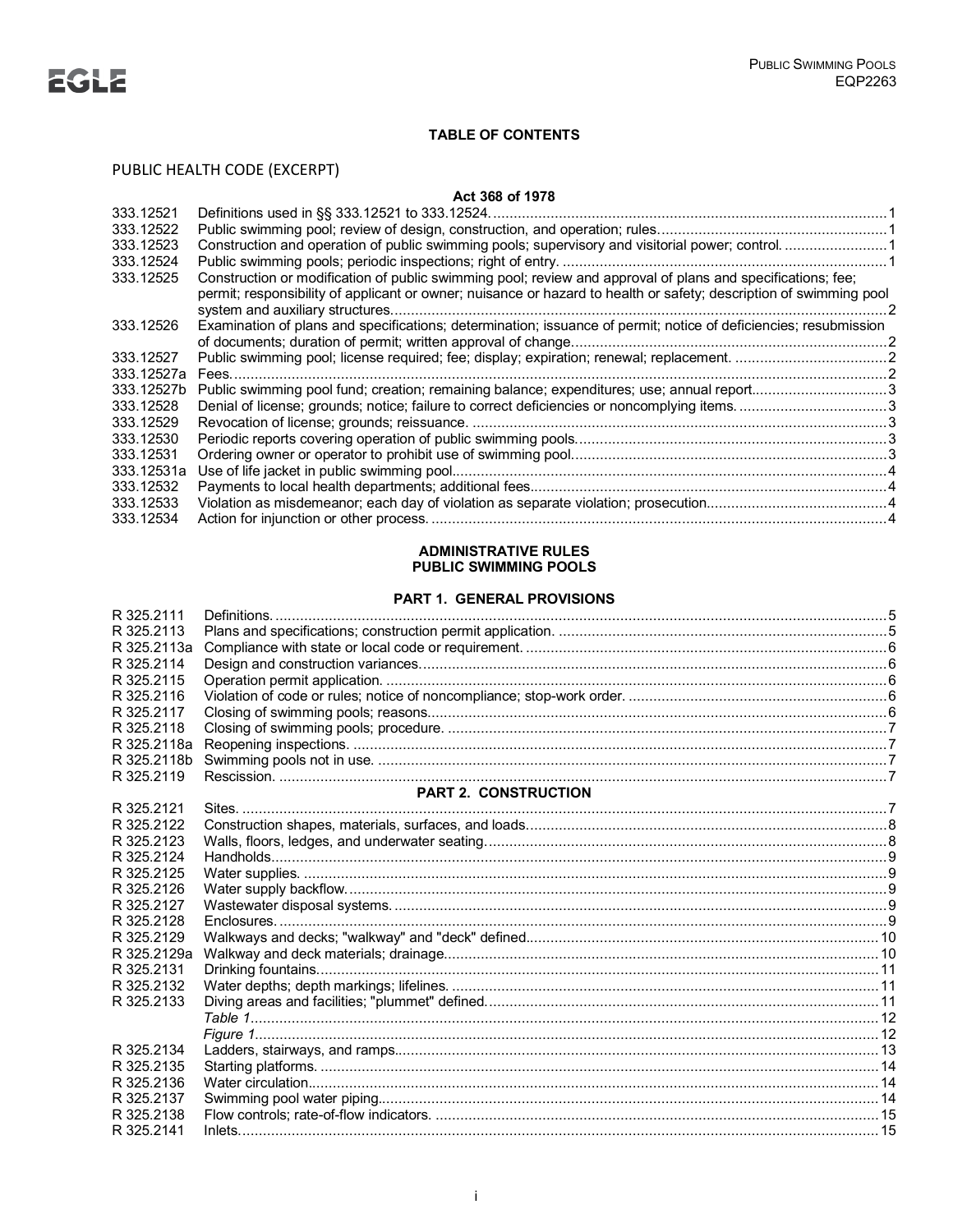## TABLE OF CONTENTS

### PUBLIC HEALTH CODE (EXCERPT)

**Act 368 of 1978**

| | | |
|---|---|---|
| 333.12521 | Definitions used in §§ 333.12521 to 333.12524. | 1 |
| 333.12522 | Public swimming pool; review of design, construction, and operation; rules. | 1 |
| 333.12523 | Construction and operation of public swimming pools; supervisory and visitorial power; control. | 1 |
| 333.12524 | Public swimming pools; periodic inspections; right of entry. | 1 |
| 333.12525 | Construction or modification of public swimming pool; review and approval of plans and specifications; fee; permit; responsibility of applicant or owner; nuisance or hazard to health or safety; description of swimming pool system and auxiliary structures. | 2 |
| 333.12526 | Examination of plans and specifications; determination; issuance of permit; notice of deficiencies; resubmission of documents; duration of permit; written approval of change. | 2 |
| 333.12527 | Public swimming pool; license required; fee; display; expiration; renewal; replacement. | 2 |
| 333.12527a | Fees. | 2 |
| 333.12527b | Public swimming pool fund; creation; remaining balance; expenditures; use; annual report. | 3 |
| 333.12528 | Denial of license; grounds; notice; failure to correct deficiencies or noncomplying items. | 3 |
| 333.12529 | Revocation of license; grounds; reissuance. | 3 |
| 333.12530 | Periodic reports covering operation of public swimming pools. | 3 |
| 333.12531 | Ordering owner or operator to prohibit use of swimming pool. | 3 |
| 333.12531a | Use of life jacket in public swimming pool. | 4 |
| 333.12532 | Payments to local health departments; additional fees. | 4 |
| 333.12533 | Violation as misdemeanor; each day of violation as separate violation; prosecution. | 4 |
| 333.12534 | Action for injunction or other process. | 4 |

### ADMINISTRATIVE RULES
### PUBLIC SWIMMING POOLS

#### PART 1. GENERAL PROVISIONS

| | | |
|---|---|---|
| R 325.2111 | Definitions. | 5 |
| R 325.2113 | Plans and specifications; construction permit application. | 5 |
| R 325.2113a | Compliance with state or local code or requirement. | 6 |
| R 325.2114 | Design and construction variances. | 6 |
| R 325.2115 | Operation permit application. | 6 |
| R 325.2116 | Violation of code or rules; notice of noncompliance; stop-work order. | 6 |
| R 325.2117 | Closing of swimming pools; reasons. | 6 |
| R 325.2118 | Closing of swimming pools; procedure. | 7 |
| R 325.2118a | Reopening inspections. | 7 |
| R 325.2118b | Swimming pools not in use. | 7 |
| R 325.2119 | Rescission. | 7 |

#### PART 2. CONSTRUCTION

| | | |
|---|---|---|
| R 325.2121 | Sites. | 7 |
| R 325.2122 | Construction shapes, materials, surfaces, and loads. | 8 |
| R 325.2123 | Walls, floors, ledges, and underwater seating. | 8 |
| R 325.2124 | Handholds. | 9 |
| R 325.2125 | Water supplies. | 9 |
| R 325.2126 | Water supply backflow. | 9 |
| R 325.2127 | Wastewater disposal systems. | 9 |
| R 325.2128 | Enclosures. | 9 |
| R 325.2129 | Walkways and decks; "walkway" and "deck" defined. | 10 |
| R 325.2129a | Walkway and deck materials; drainage. | 10 |
| R 325.2131 | Drinking fountains. | 11 |
| R 325.2132 | Water depths; depth markings; lifelines. | 11 |
| R 325.2133 | Diving areas and facilities; "plummet" defined. | 11 |
| | *Table 1* | 12 |
| | *Figure 1* | 12 |
| R 325.2134 | Ladders, stairways, and ramps. | 13 |
| R 325.2135 | Starting platforms. | 14 |
| R 325.2136 | Water circulation. | 14 |
| R 325.2137 | Swimming pool water piping. | 14 |
| R 325.2138 | Flow controls; rate-of-flow indicators. | 15 |
| R 325.2141 | Inlets. | 15 |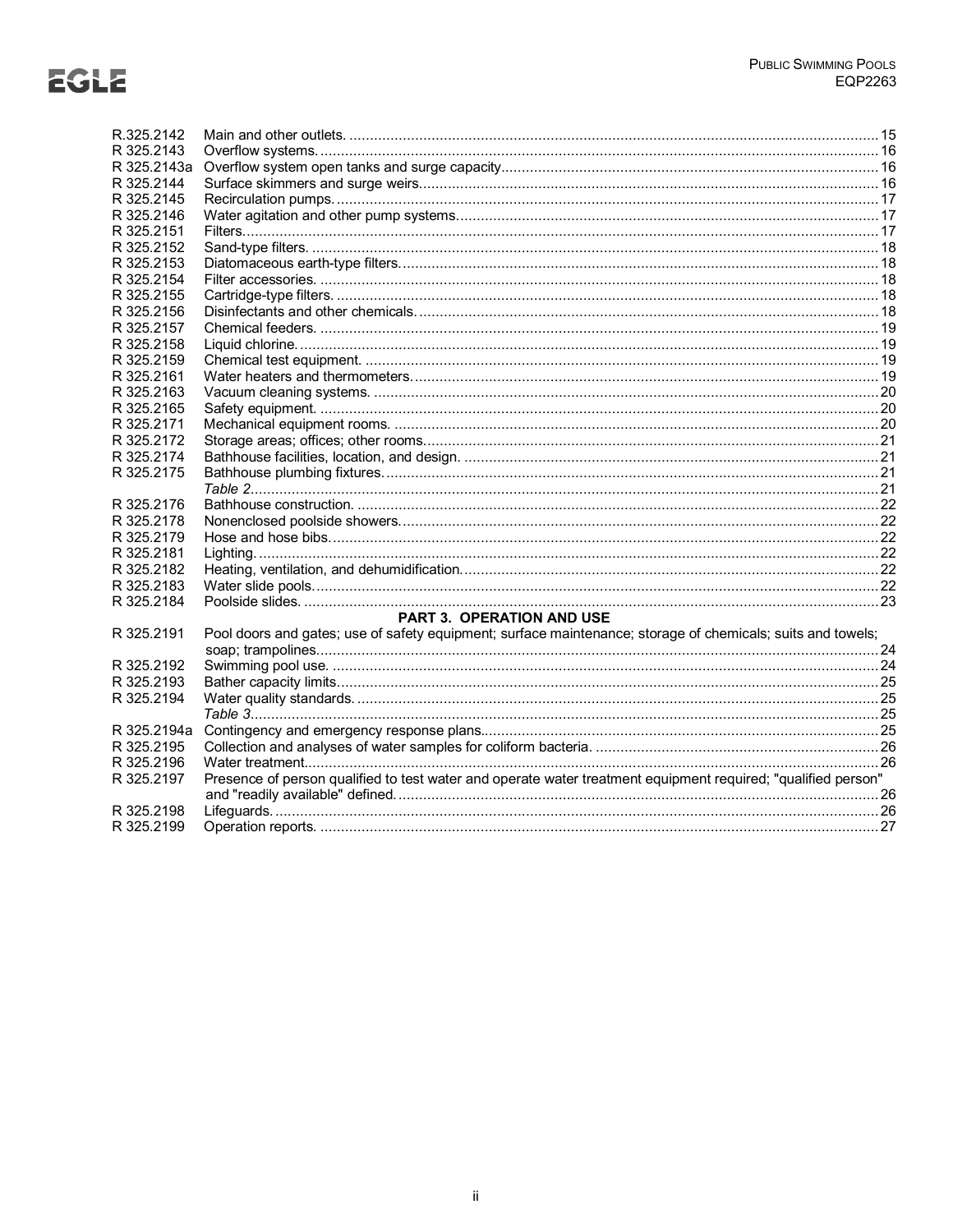| | | |
|---|---|---|
| R.325.2142 | Main and other outlets. | 15 |
| R 325.2143 | Overflow systems. | 16 |
| R 325.2143a | Overflow system open tanks and surge capacity | 16 |
| R 325.2144 | Surface skimmers and surge weirs. | 16 |
| R 325.2145 | Recirculation pumps. | 17 |
| R 325.2146 | Water agitation and other pump systems. | 17 |
| R 325.2151 | Filters. | 17 |
| R 325.2152 | Sand-type filters. | 18 |
| R 325.2153 | Diatomaceous earth-type filters. | 18 |
| R 325.2154 | Filter accessories. | 18 |
| R 325.2155 | Cartridge-type filters. | 18 |
| R 325.2156 | Disinfectants and other chemicals. | 18 |
| R 325.2157 | Chemical feeders. | 19 |
| R 325.2158 | Liquid chlorine. | 19 |
| R 325.2159 | Chemical test equipment. | 19 |
| R 325.2161 | Water heaters and thermometers. | 19 |
| R 325.2163 | Vacuum cleaning systems. | 20 |
| R 325.2165 | Safety equipment. | 20 |
| R 325.2171 | Mechanical equipment rooms. | 20 |
| R 325.2172 | Storage areas; offices; other rooms. | 21 |
| R 325.2174 | Bathhouse facilities, location, and design. | 21 |
| R 325.2175 | Bathhouse plumbing fixtures. | 21 |
| | *Table 2* | 21 |
| R 325.2176 | Bathhouse construction. | 22 |
| R 325.2178 | Nonenclosed poolside showers. | 22 |
| R 325.2179 | Hose and hose bibs. | 22 |
| R 325.2181 | Lighting. | 22 |
| R 325.2182 | Heating, ventilation, and dehumidification. | 22 |
| R 325.2183 | Water slide pools. | 22 |
| R 325.2184 | Poolside slides. | 23 |
| | **PART 3. OPERATION AND USE** | |
| R 325.2191 | Pool doors and gates; use of safety equipment; surface maintenance; storage of chemicals; suits and towels; soap; trampolines. | 24 |
| R 325.2192 | Swimming pool use. | 24 |
| R 325.2193 | Bather capacity limits. | 25 |
| R 325.2194 | Water quality standards. | 25 |
| | *Table 3* | 25 |
| R 325.2194a | Contingency and emergency response plans. | 25 |
| R 325.2195 | Collection and analyses of water samples for coliform bacteria. | 26 |
| R 325.2196 | Water treatment. | 26 |
| R 325.2197 | Presence of person qualified to test water and operate water treatment equipment required; "qualified person" and "readily available" defined. | 26 |
| R 325.2198 | Lifeguards. | 26 |
| R 325.2199 | Operation reports. | 27 |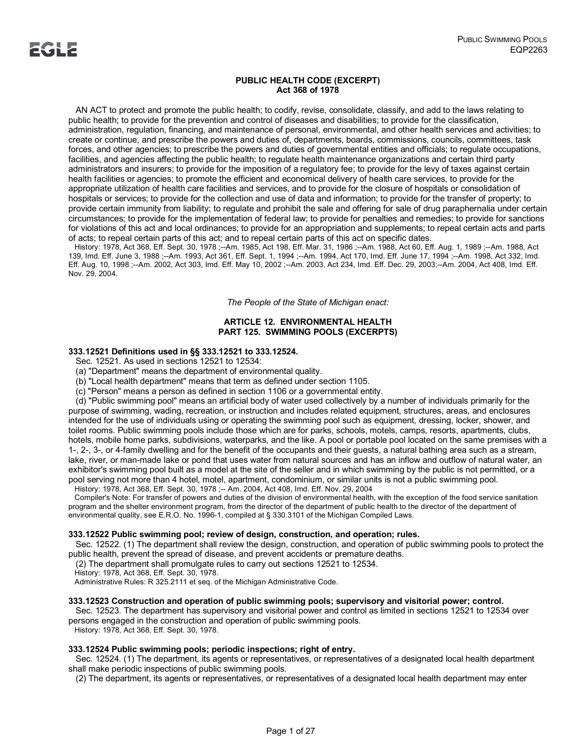**PUBLIC HEALTH CODE (EXCERPT)**
**Act 368 of 1978**

AN ACT to protect and promote the public health; to codify, revise, consolidate, classify, and add to the laws relating to public health; to provide for the prevention and control of diseases and disabilities; to provide for the classification, administration, regulation, financing, and maintenance of personal, environmental, and other health services and activities; to create or continue, and prescribe the powers and duties of, departments, boards, commissions, councils, committees, task forces, and other agencies; to prescribe the powers and duties of governmental entities and officials; to regulate occupations, facilities, and agencies affecting the public health; to regulate health maintenance organizations and certain third party administrators and insurers; to provide for the imposition of a regulatory fee; to provide for the levy of taxes against certain health facilities or agencies; to promote the efficient and economical delivery of health care services, to provide for the appropriate utilization of health care facilities and services, and to provide for the closure of hospitals or consolidation of hospitals or services; to provide for the collection and use of data and information; to provide for the transfer of property; to provide certain immunity from liability; to regulate and prohibit the sale and offering for sale of drug paraphernalia under certain circumstances; to provide for the implementation of federal law; to provide for penalties and remedies; to provide for sanctions for violations of this act and local ordinances; to provide for an appropriation and supplements; to repeal certain acts and parts of acts; to repeal certain parts of this act; and to repeal certain parts of this act on specific dates.

History: 1978, Act 368, Eff. Sept. 30, 1978 ;--Am. 1985, Act 198, Eff. Mar. 31, 1986 ;--Am. 1988, Act 60, Eff. Aug. 1, 1989 ;--Am. 1988, Act 139, Imd. Eff. June 3, 1988 ;--Am. 1993, Act 361, Eff. Sept. 1, 1994 ;--Am. 1994, Act 170, Imd. Eff. June 17, 1994 ;--Am. 1998, Act 332, Imd. Eff. Aug. 10, 1998 ;--Am. 2002, Act 303, Imd. Eff. May 10, 2002 ;--Am. 2003, Act 234, Imd. Eff. Dec. 29, 2003;--Am. 2004, Act 408, Imd. Eff. Nov. 29, 2004.

*The People of the State of Michigan enact:*

**ARTICLE 12. ENVIRONMENTAL HEALTH**
**PART 125. SWIMMING POOLS (EXCERPTS)**

**333.12521 Definitions used in §§ 333.12521 to 333.12524.**

Sec. 12521. As used in sections 12521 to 12534:

(a) "Department" means the department of environmental quality.

(b) "Local health department" means that term as defined under section 1105.

(c) "Person" means a person as defined in section 1106 or a governmental entity.

(d) "Public swimming pool" means an artificial body of water used collectively by a number of individuals primarily for the purpose of swimming, wading, recreation, or instruction and includes related equipment, structures, areas, and enclosures intended for the use of individuals using or operating the swimming pool such as equipment, dressing, locker, shower, and toilet rooms. Public swimming pools include those which are for parks, schools, motels, camps, resorts, apartments, clubs, hotels, mobile home parks, subdivisions, waterparks, and the like. A pool or portable pool located on the same premises with a 1-, 2-, 3-, or 4-family dwelling and for the benefit of the occupants and their guests, a natural bathing area such as a stream, lake, river, or man-made lake or pond that uses water from natural sources and has an inflow and outflow of natural water, an exhibitor's swimming pool built as a model at the site of the seller and in which swimming by the public is not permitted, or a pool serving not more than 4 hotel, motel, apartment, condominium, or similar units is not a public swimming pool.

History: 1978, Act 368, Eff. Sept. 30, 1978 ;-- Am. 2004, Act 408, Imd. Eff. Nov. 29, 2004

Compiler's Note: For transfer of powers and duties of the division of environmental health, with the exception of the food service sanitation program and the shelter environment program, from the director of the department of public health to the director of the department of environmental quality, see E.R.O. No. 1996-1, compiled at § 330.3101 of the Michigan Compiled Laws.

**333.12522 Public swimming pool; review of design, construction, and operation; rules.**

Sec. 12522. (1) The department shall review the design, construction, and operation of public swimming pools to protect the public health, prevent the spread of disease, and prevent accidents or premature deaths.

(2) The department shall promulgate rules to carry out sections 12521 to 12534.

History: 1978, Act 368, Eff. Sept. 30, 1978.

Administrative Rules: R 325.2111 et seq. of the Michigan Administrative Code.

**333.12523 Construction and operation of public swimming pools; supervisory and visitorial power; control.**

Sec. 12523. The department has supervisory and visitorial power and control as limited in sections 12521 to 12534 over persons engaged in the construction and operation of public swimming pools.

History: 1978, Act 368, Eff. Sept. 30, 1978.

**333.12524 Public swimming pools; periodic inspections; right of entry.**

Sec. 12524. (1) The department, its agents or representatives, or representatives of a designated local health department shall make periodic inspections of public swimming pools.

(2) The department, its agents or representatives, or representatives of a designated local health department may enter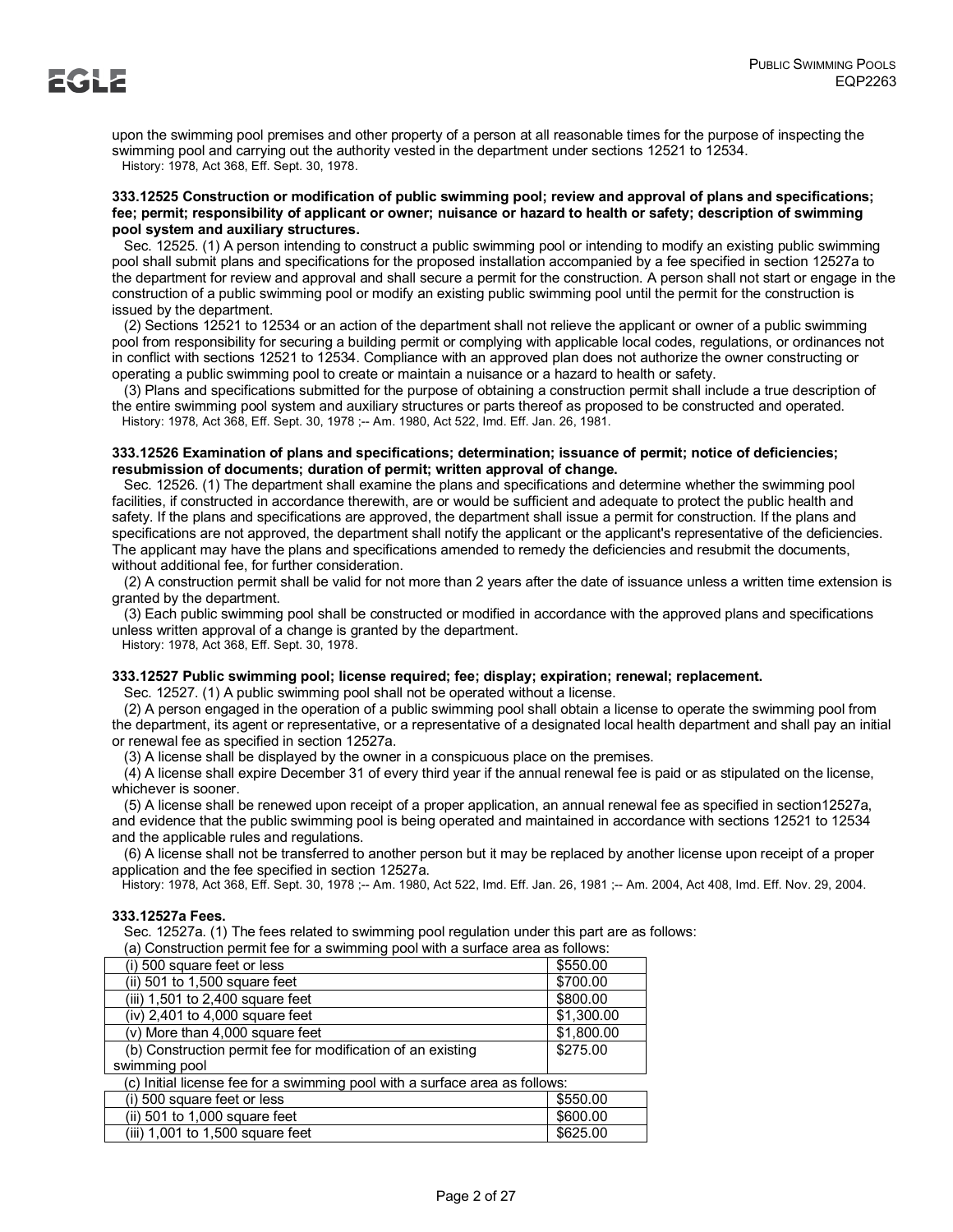upon the swimming pool premises and other property of a person at all reasonable times for the purpose of inspecting the swimming pool and carrying out the authority vested in the department under sections 12521 to 12534.

History: 1978, Act 368, Eff. Sept. 30, 1978.

**333.12525 Construction or modification of public swimming pool; review and approval of plans and specifications; fee; permit; responsibility of applicant or owner; nuisance or hazard to health or safety; description of swimming pool system and auxiliary structures.**

Sec. 12525. (1) A person intending to construct a public swimming pool or intending to modify an existing public swimming pool shall submit plans and specifications for the proposed installation accompanied by a fee specified in section 12527a to the department for review and approval and shall secure a permit for the construction. A person shall not start or engage in the construction of a public swimming pool or modify an existing public swimming pool until the permit for the construction is issued by the department.

(2) Sections 12521 to 12534 or an action of the department shall not relieve the applicant or owner of a public swimming pool from responsibility for securing a building permit or complying with applicable local codes, regulations, or ordinances not in conflict with sections 12521 to 12534. Compliance with an approved plan does not authorize the owner constructing or operating a public swimming pool to create or maintain a nuisance or a hazard to health or safety.

(3) Plans and specifications submitted for the purpose of obtaining a construction permit shall include a true description of the entire swimming pool system and auxiliary structures or parts thereof as proposed to be constructed and operated.

History: 1978, Act 368, Eff. Sept. 30, 1978 ;-- Am. 1980, Act 522, Imd. Eff. Jan. 26, 1981.

**333.12526 Examination of plans and specifications; determination; issuance of permit; notice of deficiencies; resubmission of documents; duration of permit; written approval of change.**

Sec. 12526. (1) The department shall examine the plans and specifications and determine whether the swimming pool facilities, if constructed in accordance therewith, are or would be sufficient and adequate to protect the public health and safety. If the plans and specifications are approved, the department shall issue a permit for construction. If the plans and specifications are not approved, the department shall notify the applicant or the applicant's representative of the deficiencies. The applicant may have the plans and specifications amended to remedy the deficiencies and resubmit the documents, without additional fee, for further consideration.

(2) A construction permit shall be valid for not more than 2 years after the date of issuance unless a written time extension is granted by the department.

(3) Each public swimming pool shall be constructed or modified in accordance with the approved plans and specifications unless written approval of a change is granted by the department.

History: 1978, Act 368, Eff. Sept. 30, 1978.

**333.12527 Public swimming pool; license required; fee; display; expiration; renewal; replacement.**

Sec. 12527. (1) A public swimming pool shall not be operated without a license.

(2) A person engaged in the operation of a public swimming pool shall obtain a license to operate the swimming pool from the department, its agent or representative, or a representative of a designated local health department and shall pay an initial or renewal fee as specified in section 12527a.

(3) A license shall be displayed by the owner in a conspicuous place on the premises.

(4) A license shall expire December 31 of every third year if the annual renewal fee is paid or as stipulated on the license, whichever is sooner.

(5) A license shall be renewed upon receipt of a proper application, an annual renewal fee as specified in section12527a, and evidence that the public swimming pool is being operated and maintained in accordance with sections 12521 to 12534 and the applicable rules and regulations.

(6) A license shall not be transferred to another person but it may be replaced by another license upon receipt of a proper application and the fee specified in section 12527a.

History: 1978, Act 368, Eff. Sept. 30, 1978 ;-- Am. 1980, Act 522, Imd. Eff. Jan. 26, 1981 ;-- Am. 2004, Act 408, Imd. Eff. Nov. 29, 2004.

**333.12527a Fees.**

Sec. 12527a. (1) The fees related to swimming pool regulation under this part are as follows:

(a) Construction permit fee for a swimming pool with a surface area as follows:

| | |
|---|---|
| (i) 500 square feet or less | $550.00 |
| (ii) 501 to 1,500 square feet | $700.00 |
| (iii) 1,501 to 2,400 square feet | $800.00 |
| (iv) 2,401 to 4,000 square feet | $1,300.00 |
| (v) More than 4,000 square feet | $1,800.00 |
| (b) Construction permit fee for modification of an existing swimming pool | $275.00 |

(c) Initial license fee for a swimming pool with a surface area as follows:

| | |
|---|---|
| (i) 500 square feet or less | $550.00 |
| (ii) 501 to 1,000 square feet | $600.00 |
| (iii) 1,001 to 1,500 square feet | $625.00 |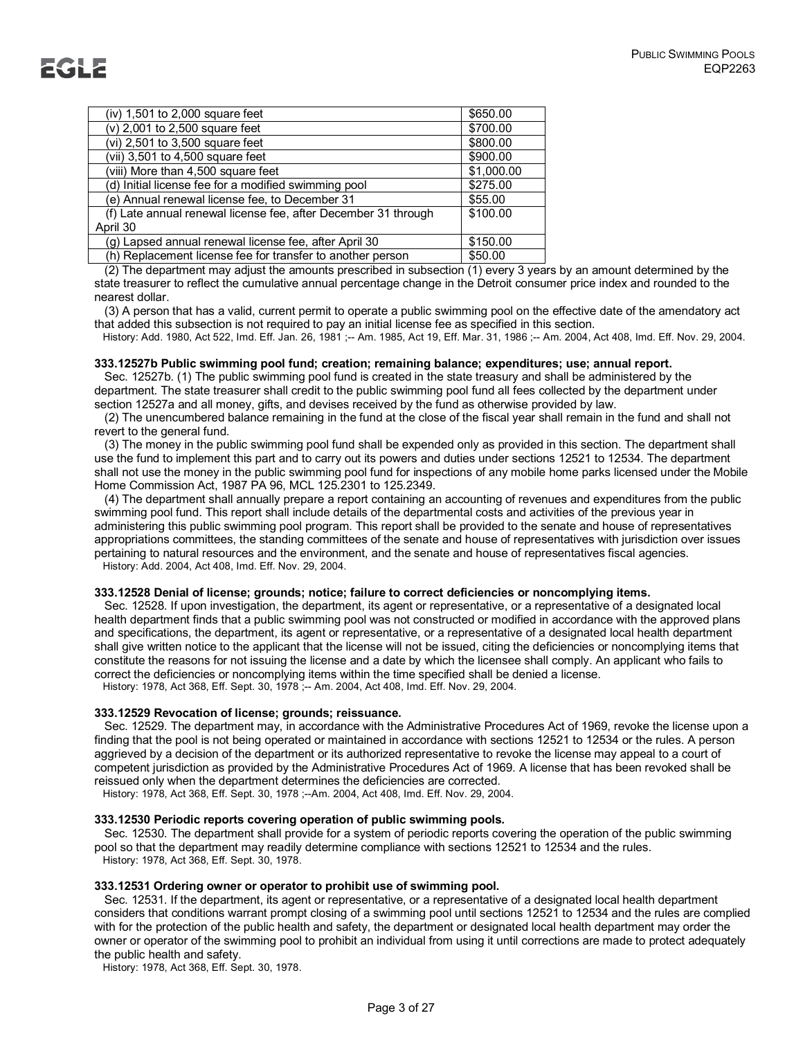| | |
|---|---|
| (iv) 1,501 to 2,000 square feet | $650.00 |
| (v) 2,001 to 2,500 square feet | $700.00 |
| (vi) 2,501 to 3,500 square feet | $800.00 |
| (vii) 3,501 to 4,500 square feet | $900.00 |
| (viii) More than 4,500 square feet | $1,000.00 |
| (d) Initial license fee for a modified swimming pool | $275.00 |
| (e) Annual renewal license fee, to December 31 | $55.00 |
| (f) Late annual renewal license fee, after December 31 through April 30 | $100.00 |
| (g) Lapsed annual renewal license fee, after April 30 | $150.00 |
| (h) Replacement license fee for transfer to another person | $50.00 |

(2) The department may adjust the amounts prescribed in subsection (1) every 3 years by an amount determined by the state treasurer to reflect the cumulative annual percentage change in the Detroit consumer price index and rounded to the nearest dollar.

(3) A person that has a valid, current permit to operate a public swimming pool on the effective date of the amendatory act that added this subsection is not required to pay an initial license fee as specified in this section.

History: Add. 1980, Act 522, Imd. Eff. Jan. 26, 1981 ;-- Am. 1985, Act 19, Eff. Mar. 31, 1986 ;-- Am. 2004, Act 408, Imd. Eff. Nov. 29, 2004.

**333.12527b Public swimming pool fund; creation; remaining balance; expenditures; use; annual report.**

Sec. 12527b. (1) The public swimming pool fund is created in the state treasury and shall be administered by the department. The state treasurer shall credit to the public swimming pool fund all fees collected by the department under section 12527a and all money, gifts, and devises received by the fund as otherwise provided by law.

(2) The unencumbered balance remaining in the fund at the close of the fiscal year shall remain in the fund and shall not revert to the general fund.

(3) The money in the public swimming pool fund shall be expended only as provided in this section. The department shall use the fund to implement this part and to carry out its powers and duties under sections 12521 to 12534. The department shall not use the money in the public swimming pool fund for inspections of any mobile home parks licensed under the Mobile Home Commission Act, 1987 PA 96, MCL 125.2301 to 125.2349.

(4) The department shall annually prepare a report containing an accounting of revenues and expenditures from the public swimming pool fund. This report shall include details of the departmental costs and activities of the previous year in administering this public swimming pool program. This report shall be provided to the senate and house of representatives appropriations committees, the standing committees of the senate and house of representatives with jurisdiction over issues pertaining to natural resources and the environment, and the senate and house of representatives fiscal agencies.

History: Add. 2004, Act 408, Imd. Eff. Nov. 29, 2004.

**333.12528 Denial of license; grounds; notice; failure to correct deficiencies or noncomplying items.**

Sec. 12528. If upon investigation, the department, its agent or representative, or a representative of a designated local health department finds that a public swimming pool was not constructed or modified in accordance with the approved plans and specifications, the department, its agent or representative, or a representative of a designated local health department shall give written notice to the applicant that the license will not be issued, citing the deficiencies or noncomplying items that constitute the reasons for not issuing the license and a date by which the licensee shall comply. An applicant who fails to correct the deficiencies or noncomplying items within the time specified shall be denied a license.

History: 1978, Act 368, Eff. Sept. 30, 1978 ;-- Am. 2004, Act 408, Imd. Eff. Nov. 29, 2004.

**333.12529 Revocation of license; grounds; reissuance.**

Sec. 12529. The department may, in accordance with the Administrative Procedures Act of 1969, revoke the license upon a finding that the pool is not being operated or maintained in accordance with sections 12521 to 12534 or the rules. A person aggrieved by a decision of the department or its authorized representative to revoke the license may appeal to a court of competent jurisdiction as provided by the Administrative Procedures Act of 1969. A license that has been revoked shall be reissued only when the department determines the deficiencies are corrected.

History: 1978, Act 368, Eff. Sept. 30, 1978 ;--Am. 2004, Act 408, Imd. Eff. Nov. 29, 2004.

**333.12530 Periodic reports covering operation of public swimming pools.**

Sec. 12530. The department shall provide for a system of periodic reports covering the operation of the public swimming pool so that the department may readily determine compliance with sections 12521 to 12534 and the rules.

History: 1978, Act 368, Eff. Sept. 30, 1978.

**333.12531 Ordering owner or operator to prohibit use of swimming pool.**

Sec. 12531. If the department, its agent or representative, or a representative of a designated local health department considers that conditions warrant prompt closing of a swimming pool until sections 12521 to 12534 and the rules are complied with for the protection of the public health and safety, the department or designated local health department may order the owner or operator of the swimming pool to prohibit an individual from using it until corrections are made to protect adequately the public health and safety.

History: 1978, Act 368, Eff. Sept. 30, 1978.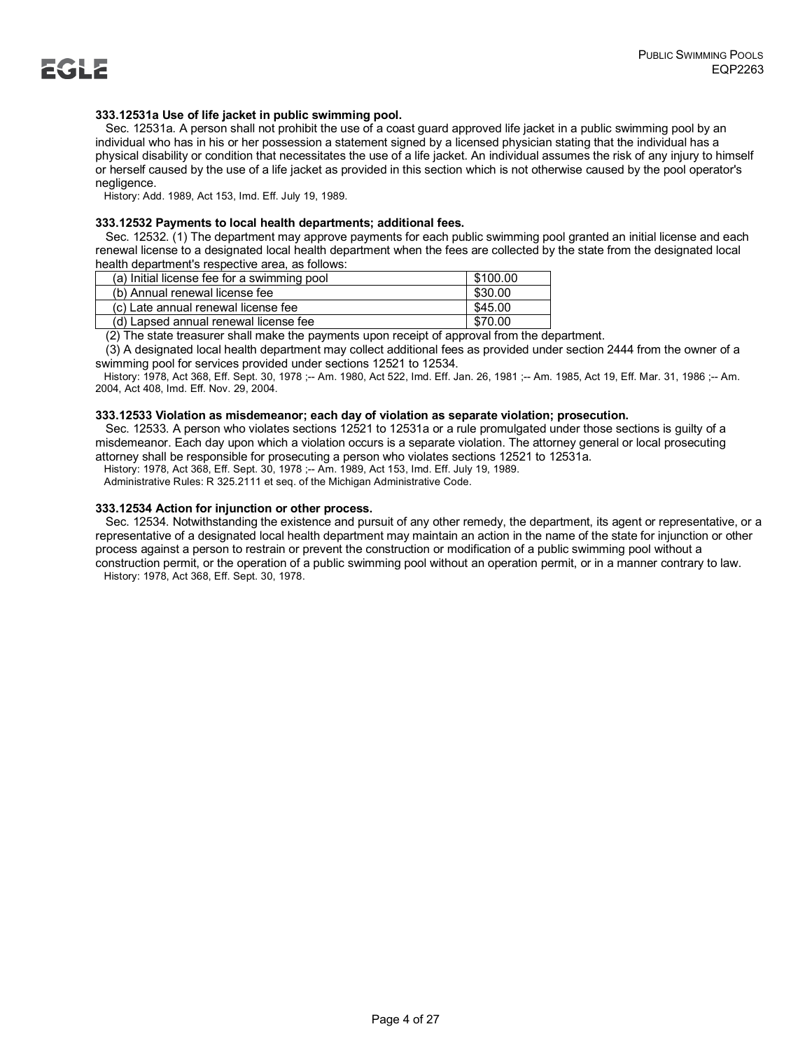**333.12531a Use of life jacket in public swimming pool.**

Sec. 12531a. A person shall not prohibit the use of a coast guard approved life jacket in a public swimming pool by an individual who has in his or her possession a statement signed by a licensed physician stating that the individual has a physical disability or condition that necessitates the use of a life jacket. An individual assumes the risk of any injury to himself or herself caused by the use of a life jacket as provided in this section which is not otherwise caused by the pool operator's negligence.

History: Add. 1989, Act 153, Imd. Eff. July 19, 1989.

**333.12532 Payments to local health departments; additional fees.**

Sec. 12532. (1) The department may approve payments for each public swimming pool granted an initial license and each renewal license to a designated local health department when the fees are collected by the state from the designated local health department's respective area, as follows:

| | |
|---|---|
| (a) Initial license fee for a swimming pool | $100.00 |
| (b) Annual renewal license fee | $30.00 |
| (c) Late annual renewal license fee | $45.00 |
| (d) Lapsed annual renewal license fee | $70.00 |

(2) The state treasurer shall make the payments upon receipt of approval from the department.

(3) A designated local health department may collect additional fees as provided under section 2444 from the owner of a swimming pool for services provided under sections 12521 to 12534.

History: 1978, Act 368, Eff. Sept. 30, 1978 ;-- Am. 1980, Act 522, Imd. Eff. Jan. 26, 1981 ;-- Am. 1985, Act 19, Eff. Mar. 31, 1986 ;-- Am. 2004, Act 408, Imd. Eff. Nov. 29, 2004.

**333.12533 Violation as misdemeanor; each day of violation as separate violation; prosecution.**

Sec. 12533. A person who violates sections 12521 to 12531a or a rule promulgated under those sections is guilty of a misdemeanor. Each day upon which a violation occurs is a separate violation. The attorney general or local prosecuting attorney shall be responsible for prosecuting a person who violates sections 12521 to 12531a.

History: 1978, Act 368, Eff. Sept. 30, 1978 ;-- Am. 1989, Act 153, Imd. Eff. July 19, 1989.

Administrative Rules: R 325.2111 et seq. of the Michigan Administrative Code.

**333.12534 Action for injunction or other process.**

Sec. 12534. Notwithstanding the existence and pursuit of any other remedy, the department, its agent or representative, or a representative of a designated local health department may maintain an action in the name of the state for injunction or other process against a person to restrain or prevent the construction or modification of a public swimming pool without a construction permit, or the operation of a public swimming pool without an operation permit, or in a manner contrary to law.

History: 1978, Act 368, Eff. Sept. 30, 1978.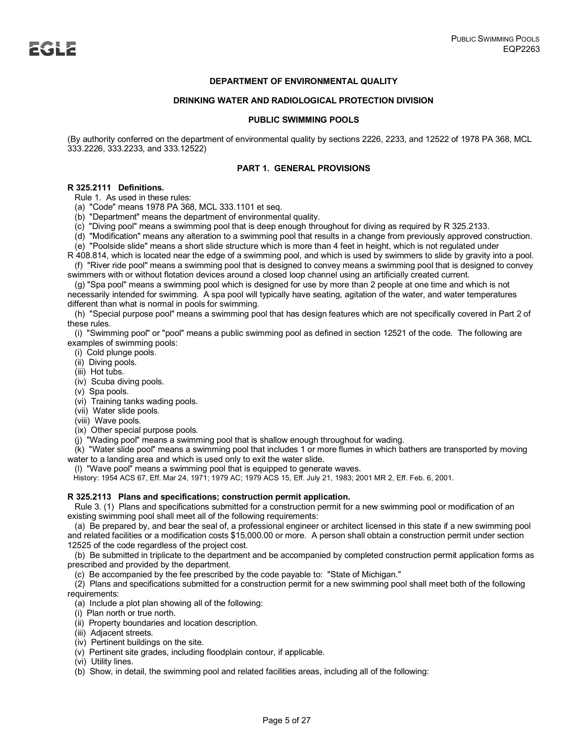**DEPARTMENT OF ENVIRONMENTAL QUALITY**

**DRINKING WATER AND RADIOLOGICAL PROTECTION DIVISION**

**PUBLIC SWIMMING POOLS**

(By authority conferred on the department of environmental quality by sections 2226, 2233, and 12522 of 1978 PA 368, MCL 333.2226, 333.2233, and 333.12522)

**PART 1. GENERAL PROVISIONS**

**R 325.2111 Definitions.**

Rule 1. As used in these rules:

(a) "Code" means 1978 PA 368, MCL 333.1101 et seq.

(b) "Department" means the department of environmental quality.

(c) "Diving pool" means a swimming pool that is deep enough throughout for diving as required by R 325.2133.

(d) "Modification" means any alteration to a swimming pool that results in a change from previously approved construction.

(e) "Poolside slide" means a short slide structure which is more than 4 feet in height, which is not regulated under R 408.814, which is located near the edge of a swimming pool, and which is used by swimmers to slide by gravity into a pool.

(f) "River ride pool" means a swimming pool that is designed to convey means a swimming pool that is designed to convey swimmers with or without flotation devices around a closed loop channel using an artificially created current.

(g) "Spa pool" means a swimming pool which is designed for use by more than 2 people at one time and which is not necessarily intended for swimming. A spa pool will typically have seating, agitation of the water, and water temperatures different than what is normal in pools for swimming.

(h) "Special purpose pool" means a swimming pool that has design features which are not specifically covered in Part 2 of these rules.

(i) "Swimming pool" or "pool" means a public swimming pool as defined in section 12521 of the code. The following are examples of swimming pools:

(i) Cold plunge pools.

(ii) Diving pools.

(iii) Hot tubs.

(iv) Scuba diving pools.

(v) Spa pools.

(vi) Training tanks wading pools.

(vii) Water slide pools.

(viii) Wave pools.

(ix) Other special purpose pools.

(j) "Wading pool" means a swimming pool that is shallow enough throughout for wading.

(k) "Water slide pool" means a swimming pool that includes 1 or more flumes in which bathers are transported by moving water to a landing area and which is used only to exit the water slide.

(l) "Wave pool" means a swimming pool that is equipped to generate waves.

History: 1954 ACS 67, Eff. Mar 24, 1971; 1979 AC; 1979 ACS 15, Eff. July 21, 1983; 2001 MR 2, Eff. Feb. 6, 2001.

**R 325.2113 Plans and specifications; construction permit application.**

Rule 3. (1) Plans and specifications submitted for a construction permit for a new swimming pool or modification of an existing swimming pool shall meet all of the following requirements:

(a) Be prepared by, and bear the seal of, a professional engineer or architect licensed in this state if a new swimming pool and related facilities or a modification costs $15,000.00 or more. A person shall obtain a construction permit under section 12525 of the code regardless of the project cost.

(b) Be submitted in triplicate to the department and be accompanied by completed construction permit application forms as prescribed and provided by the department.

(c) Be accompanied by the fee prescribed by the code payable to: "State of Michigan."

(2) Plans and specifications submitted for a construction permit for a new swimming pool shall meet both of the following requirements:

(a) Include a plot plan showing all of the following:

(i) Plan north or true north.

(ii) Property boundaries and location description.

(iii) Adjacent streets.

(iv) Pertinent buildings on the site.

(v) Pertinent site grades, including floodplain contour, if applicable.

(vi) Utility lines.

(b) Show, in detail, the swimming pool and related facilities areas, including all of the following: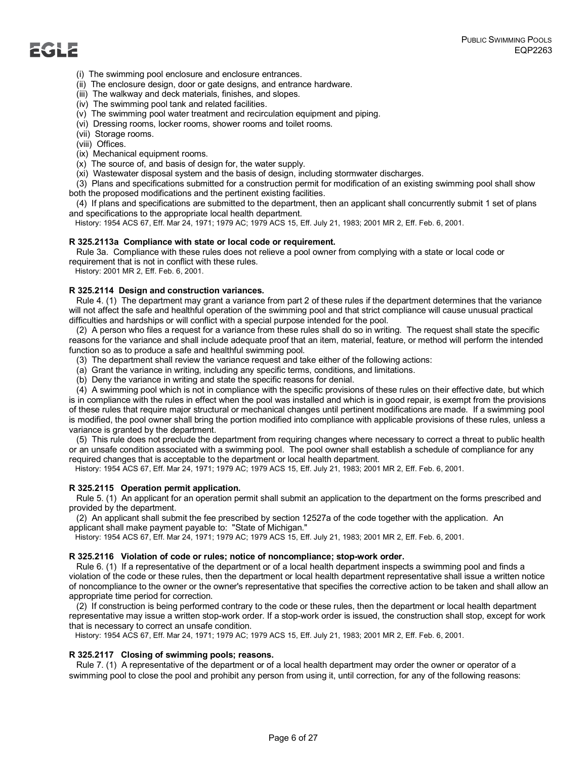(i) The swimming pool enclosure and enclosure entrances.
(ii) The enclosure design, door or gate designs, and entrance hardware.
(iii) The walkway and deck materials, finishes, and slopes.
(iv) The swimming pool tank and related facilities.
(v) The swimming pool water treatment and recirculation equipment and piping.
(vi) Dressing rooms, locker rooms, shower rooms and toilet rooms.
(vii) Storage rooms.
(viii) Offices.
(ix) Mechanical equipment rooms.
(x) The source of, and basis of design for, the water supply.
(xi) Wastewater disposal system and the basis of design, including stormwater discharges.

(3) Plans and specifications submitted for a construction permit for modification of an existing swimming pool shall show both the proposed modifications and the pertinent existing facilities.

(4) If plans and specifications are submitted to the department, then an applicant shall concurrently submit 1 set of plans and specifications to the appropriate local health department.

History: 1954 ACS 67, Eff. Mar 24, 1971; 1979 AC; 1979 ACS 15, Eff. July 21, 1983; 2001 MR 2, Eff. Feb. 6, 2001.

**R 325.2113a Compliance with state or local code or requirement.**

Rule 3a. Compliance with these rules does not relieve a pool owner from complying with a state or local code or requirement that is not in conflict with these rules.

History: 2001 MR 2, Eff. Feb. 6, 2001.

**R 325.2114 Design and construction variances.**

Rule 4. (1) The department may grant a variance from part 2 of these rules if the department determines that the variance will not affect the safe and healthful operation of the swimming pool and that strict compliance will cause unusual practical difficulties and hardships or will conflict with a special purpose intended for the pool.

(2) A person who files a request for a variance from these rules shall do so in writing. The request shall state the specific reasons for the variance and shall include adequate proof that an item, material, feature, or method will perform the intended function so as to produce a safe and healthful swimming pool.

(3) The department shall review the variance request and take either of the following actions:

(a) Grant the variance in writing, including any specific terms, conditions, and limitations.

(b) Deny the variance in writing and state the specific reasons for denial.

(4) A swimming pool which is not in compliance with the specific provisions of these rules on their effective date, but which is in compliance with the rules in effect when the pool was installed and which is in good repair, is exempt from the provisions of these rules that require major structural or mechanical changes until pertinent modifications are made. If a swimming pool is modified, the pool owner shall bring the portion modified into compliance with applicable provisions of these rules, unless a variance is granted by the department.

(5) This rule does not preclude the department from requiring changes where necessary to correct a threat to public health or an unsafe condition associated with a swimming pool. The pool owner shall establish a schedule of compliance for any required changes that is acceptable to the department or local health department.

History: 1954 ACS 67, Eff. Mar 24, 1971; 1979 AC; 1979 ACS 15, Eff. July 21, 1983; 2001 MR 2, Eff. Feb. 6, 2001.

**R 325.2115 Operation permit application.**

Rule 5. (1) An applicant for an operation permit shall submit an application to the department on the forms prescribed and provided by the department.

(2) An applicant shall submit the fee prescribed by section 12527a of the code together with the application. An applicant shall make payment payable to: "State of Michigan."

History: 1954 ACS 67, Eff. Mar 24, 1971; 1979 AC; 1979 ACS 15, Eff. July 21, 1983; 2001 MR 2, Eff. Feb. 6, 2001.

**R 325.2116 Violation of code or rules; notice of noncompliance; stop-work order.**

Rule 6. (1) If a representative of the department or of a local health department inspects a swimming pool and finds a violation of the code or these rules, then the department or local health department representative shall issue a written notice of noncompliance to the owner or the owner's representative that specifies the corrective action to be taken and shall allow an appropriate time period for correction.

(2) If construction is being performed contrary to the code or these rules, then the department or local health department representative may issue a written stop-work order. If a stop-work order is issued, the construction shall stop, except for work that is necessary to correct an unsafe condition.

History: 1954 ACS 67, Eff. Mar 24, 1971; 1979 AC; 1979 ACS 15, Eff. July 21, 1983; 2001 MR 2, Eff. Feb. 6, 2001.

**R 325.2117 Closing of swimming pools; reasons.**

Rule 7. (1) A representative of the department or of a local health department may order the owner or operator of a swimming pool to close the pool and prohibit any person from using it, until correction, for any of the following reasons: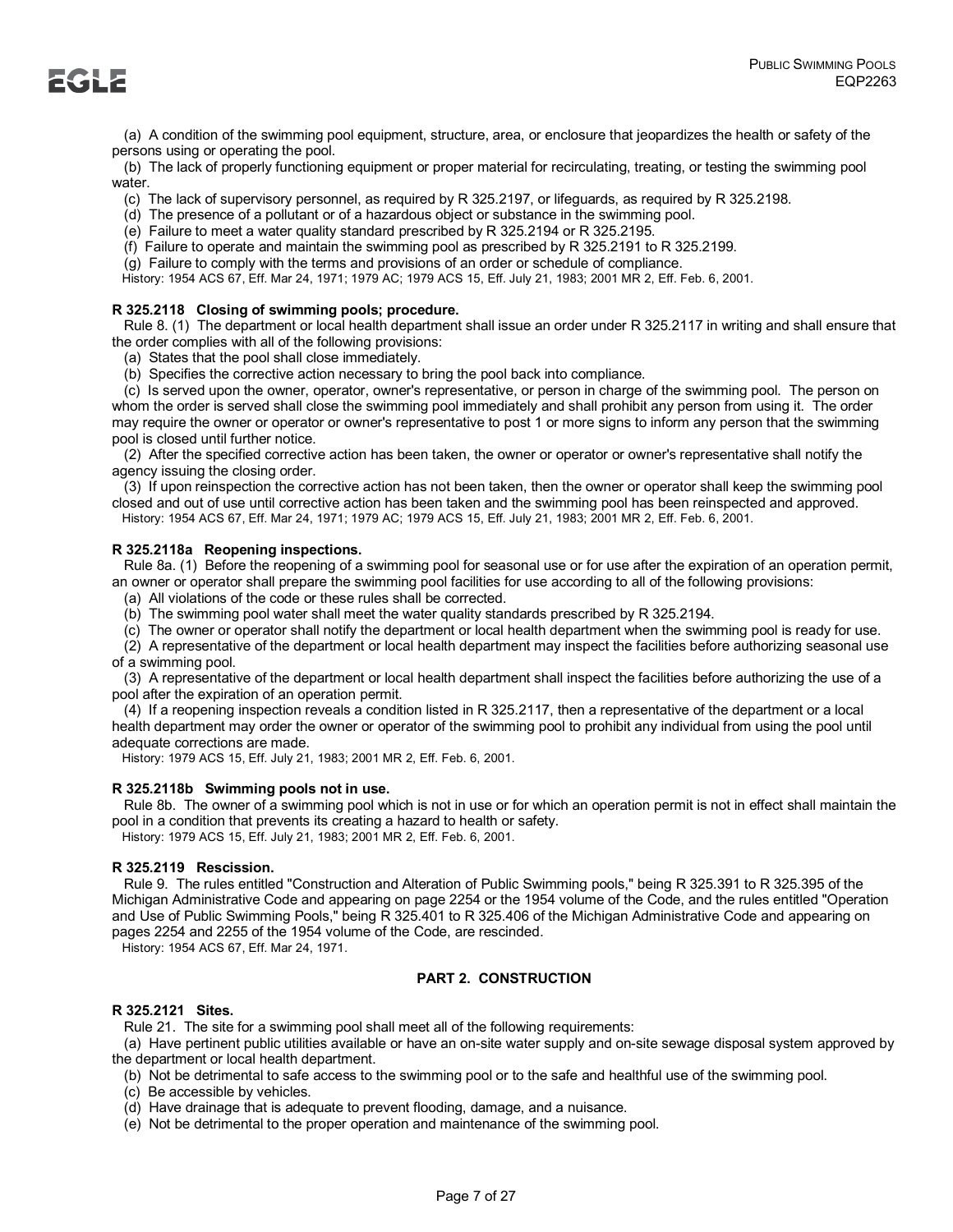(a) A condition of the swimming pool equipment, structure, area, or enclosure that jeopardizes the health or safety of the persons using or operating the pool.

(b) The lack of properly functioning equipment or proper material for recirculating, treating, or testing the swimming pool water.

(c) The lack of supervisory personnel, as required by R 325.2197, or lifeguards, as required by R 325.2198.

(d) The presence of a pollutant or of a hazardous object or substance in the swimming pool.

(e) Failure to meet a water quality standard prescribed by R 325.2194 or R 325.2195.

(f) Failure to operate and maintain the swimming pool as prescribed by R 325.2191 to R 325.2199.

(g) Failure to comply with the terms and provisions of an order or schedule of compliance.

History: 1954 ACS 67, Eff. Mar 24, 1971; 1979 AC; 1979 ACS 15, Eff. July 21, 1983; 2001 MR 2, Eff. Feb. 6, 2001.

**R 325.2118 Closing of swimming pools; procedure.**

Rule 8. (1) The department or local health department shall issue an order under R 325.2117 in writing and shall ensure that the order complies with all of the following provisions:

(a) States that the pool shall close immediately.

(b) Specifies the corrective action necessary to bring the pool back into compliance.

(c) Is served upon the owner, operator, owner's representative, or person in charge of the swimming pool. The person on whom the order is served shall close the swimming pool immediately and shall prohibit any person from using it. The order may require the owner or operator or owner's representative to post 1 or more signs to inform any person that the swimming pool is closed until further notice.

(2) After the specified corrective action has been taken, the owner or operator or owner's representative shall notify the agency issuing the closing order.

(3) If upon reinspection the corrective action has not been taken, then the owner or operator shall keep the swimming pool closed and out of use until corrective action has been taken and the swimming pool has been reinspected and approved.

History: 1954 ACS 67, Eff. Mar 24, 1971; 1979 AC; 1979 ACS 15, Eff. July 21, 1983; 2001 MR 2, Eff. Feb. 6, 2001.

**R 325.2118a Reopening inspections.**

Rule 8a. (1) Before the reopening of a swimming pool for seasonal use or for use after the expiration of an operation permit, an owner or operator shall prepare the swimming pool facilities for use according to all of the following provisions:

(a) All violations of the code or these rules shall be corrected.

(b) The swimming pool water shall meet the water quality standards prescribed by R 325.2194.

(c) The owner or operator shall notify the department or local health department when the swimming pool is ready for use.

(2) A representative of the department or local health department may inspect the facilities before authorizing seasonal use of a swimming pool.

(3) A representative of the department or local health department shall inspect the facilities before authorizing the use of a pool after the expiration of an operation permit.

(4) If a reopening inspection reveals a condition listed in R 325.2117, then a representative of the department or a local health department may order the owner or operator of the swimming pool to prohibit any individual from using the pool until adequate corrections are made.

History: 1979 ACS 15, Eff. July 21, 1983; 2001 MR 2, Eff. Feb. 6, 2001.

**R 325.2118b Swimming pools not in use.**

Rule 8b. The owner of a swimming pool which is not in use or for which an operation permit is not in effect shall maintain the pool in a condition that prevents its creating a hazard to health or safety.

History: 1979 ACS 15, Eff. July 21, 1983; 2001 MR 2, Eff. Feb. 6, 2001.

**R 325.2119 Rescission.**

Rule 9. The rules entitled "Construction and Alteration of Public Swimming pools," being R 325.391 to R 325.395 of the Michigan Administrative Code and appearing on page 2254 or the 1954 volume of the Code, and the rules entitled "Operation and Use of Public Swimming Pools," being R 325.401 to R 325.406 of the Michigan Administrative Code and appearing on pages 2254 and 2255 of the 1954 volume of the Code, are rescinded.

History: 1954 ACS 67, Eff. Mar 24, 1971.

## PART 2. CONSTRUCTION

**R 325.2121 Sites.**

Rule 21. The site for a swimming pool shall meet all of the following requirements:

(a) Have pertinent public utilities available or have an on-site water supply and on-site sewage disposal system approved by the department or local health department.

(b) Not be detrimental to safe access to the swimming pool or to the safe and healthful use of the swimming pool.

(c) Be accessible by vehicles.

(d) Have drainage that is adequate to prevent flooding, damage, and a nuisance.

(e) Not be detrimental to the proper operation and maintenance of the swimming pool.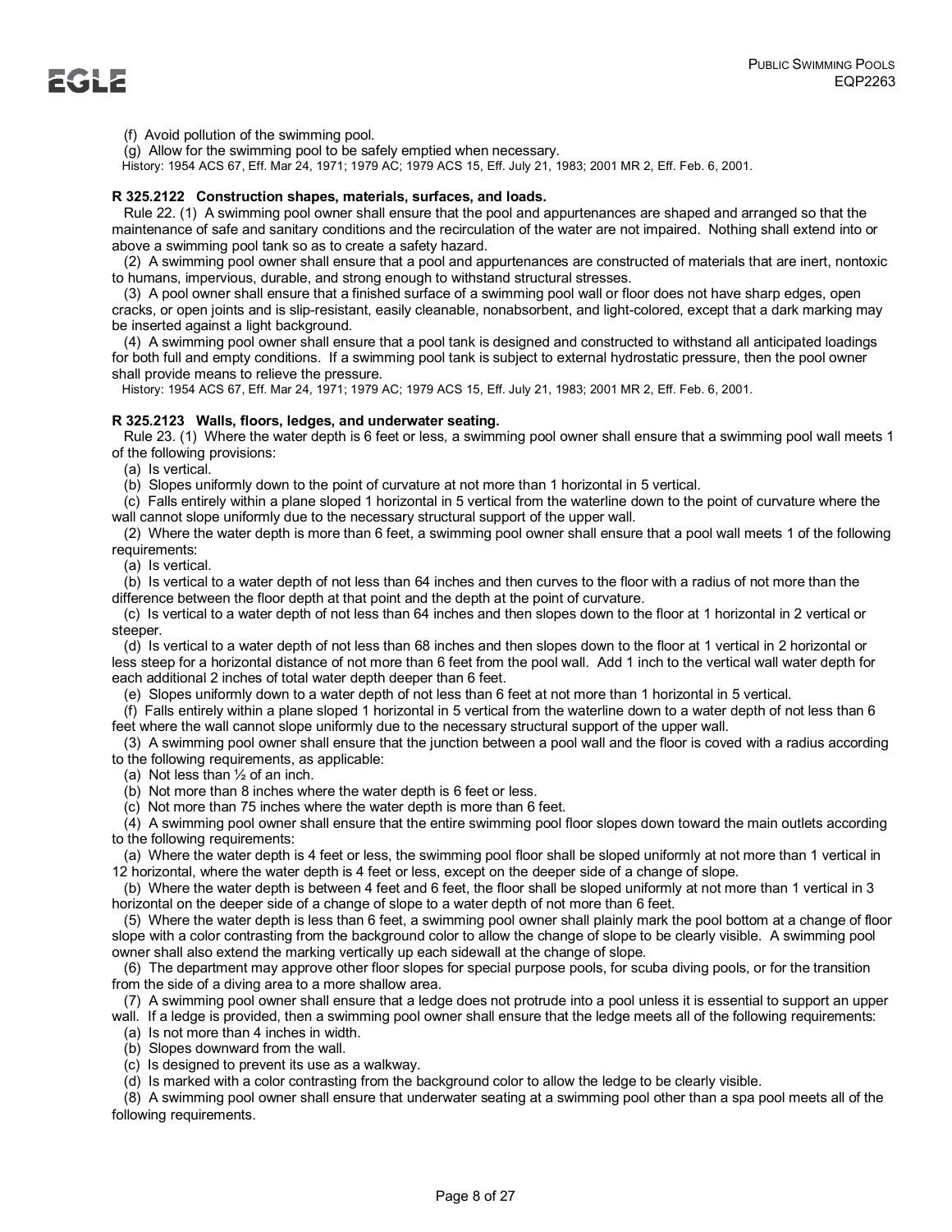(f) Avoid pollution of the swimming pool.

(g) Allow for the swimming pool to be safely emptied when necessary.

History: 1954 ACS 67, Eff. Mar 24, 1971; 1979 AC; 1979 ACS 15, Eff. July 21, 1983; 2001 MR 2, Eff. Feb. 6, 2001.

**R 325.2122 Construction shapes, materials, surfaces, and loads.**

Rule 22. (1) A swimming pool owner shall ensure that the pool and appurtenances are shaped and arranged so that the maintenance of safe and sanitary conditions and the recirculation of the water are not impaired. Nothing shall extend into or above a swimming pool tank so as to create a safety hazard.

(2) A swimming pool owner shall ensure that a pool and appurtenances are constructed of materials that are inert, nontoxic to humans, impervious, durable, and strong enough to withstand structural stresses.

(3) A pool owner shall ensure that a finished surface of a swimming pool wall or floor does not have sharp edges, open cracks, or open joints and is slip-resistant, easily cleanable, nonabsorbent, and light-colored, except that a dark marking may be inserted against a light background.

(4) A swimming pool owner shall ensure that a pool tank is designed and constructed to withstand all anticipated loadings for both full and empty conditions. If a swimming pool tank is subject to external hydrostatic pressure, then the pool owner shall provide means to relieve the pressure.

History: 1954 ACS 67, Eff. Mar 24, 1971; 1979 AC; 1979 ACS 15, Eff. July 21, 1983; 2001 MR 2, Eff. Feb. 6, 2001.

**R 325.2123 Walls, floors, ledges, and underwater seating.**

Rule 23. (1) Where the water depth is 6 feet or less, a swimming pool owner shall ensure that a swimming pool wall meets 1 of the following provisions:

(a) Is vertical.

(b) Slopes uniformly down to the point of curvature at not more than 1 horizontal in 5 vertical.

(c) Falls entirely within a plane sloped 1 horizontal in 5 vertical from the waterline down to the point of curvature where the wall cannot slope uniformly due to the necessary structural support of the upper wall.

(2) Where the water depth is more than 6 feet, a swimming pool owner shall ensure that a pool wall meets 1 of the following requirements:

(a) Is vertical.

(b) Is vertical to a water depth of not less than 64 inches and then curves to the floor with a radius of not more than the difference between the floor depth at that point and the depth at the point of curvature.

(c) Is vertical to a water depth of not less than 64 inches and then slopes down to the floor at 1 horizontal in 2 vertical or steeper.

(d) Is vertical to a water depth of not less than 68 inches and then slopes down to the floor at 1 vertical in 2 horizontal or less steep for a horizontal distance of not more than 6 feet from the pool wall. Add 1 inch to the vertical wall water depth for each additional 2 inches of total water depth deeper than 6 feet.

(e) Slopes uniformly down to a water depth of not less than 6 feet at not more than 1 horizontal in 5 vertical.

(f) Falls entirely within a plane sloped 1 horizontal in 5 vertical from the waterline down to a water depth of not less than 6 feet where the wall cannot slope uniformly due to the necessary structural support of the upper wall.

(3) A swimming pool owner shall ensure that the junction between a pool wall and the floor is coved with a radius according to the following requirements, as applicable:

(a) Not less than ½ of an inch.

(b) Not more than 8 inches where the water depth is 6 feet or less.

(c) Not more than 75 inches where the water depth is more than 6 feet.

(4) A swimming pool owner shall ensure that the entire swimming pool floor slopes down toward the main outlets according to the following requirements:

(a) Where the water depth is 4 feet or less, the swimming pool floor shall be sloped uniformly at not more than 1 vertical in 12 horizontal, where the water depth is 4 feet or less, except on the deeper side of a change of slope.

(b) Where the water depth is between 4 feet and 6 feet, the floor shall be sloped uniformly at not more than 1 vertical in 3 horizontal on the deeper side of a change of slope to a water depth of not more than 6 feet.

(5) Where the water depth is less than 6 feet, a swimming pool owner shall plainly mark the pool bottom at a change of floor slope with a color contrasting from the background color to allow the change of slope to be clearly visible. A swimming pool owner shall also extend the marking vertically up each sidewall at the change of slope.

(6) The department may approve other floor slopes for special purpose pools, for scuba diving pools, or for the transition from the side of a diving area to a more shallow area.

(7) A swimming pool owner shall ensure that a ledge does not protrude into a pool unless it is essential to support an upper wall. If a ledge is provided, then a swimming pool owner shall ensure that the ledge meets all of the following requirements:

(a) Is not more than 4 inches in width.

(b) Slopes downward from the wall.

(c) Is designed to prevent its use as a walkway.

(d) Is marked with a color contrasting from the background color to allow the ledge to be clearly visible.

(8) A swimming pool owner shall ensure that underwater seating at a swimming pool other than a spa pool meets all of the following requirements.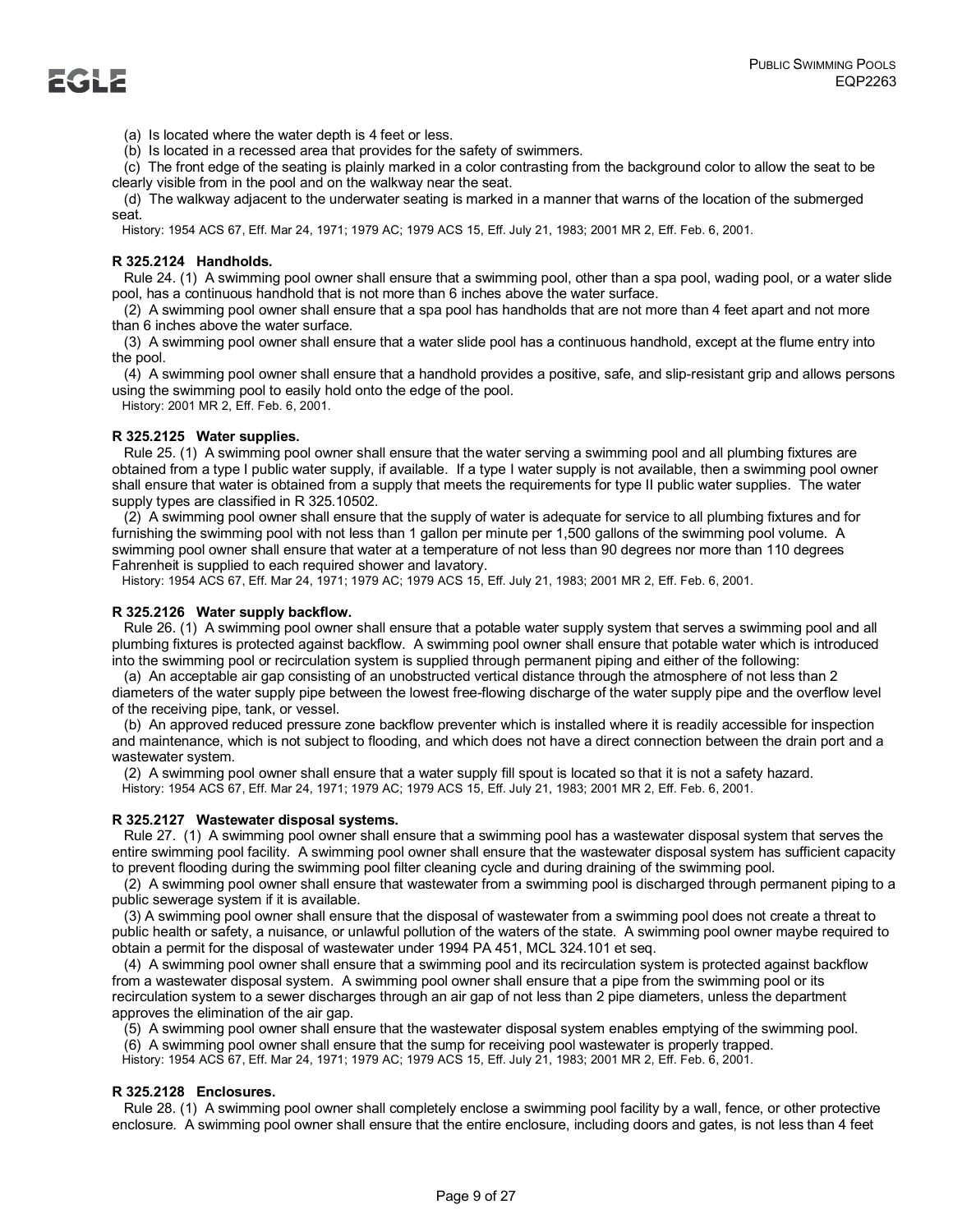(a) Is located where the water depth is 4 feet or less.

(b) Is located in a recessed area that provides for the safety of swimmers.

(c) The front edge of the seating is plainly marked in a color contrasting from the background color to allow the seat to be clearly visible from in the pool and on the walkway near the seat.

(d) The walkway adjacent to the underwater seating is marked in a manner that warns of the location of the submerged seat.

History: 1954 ACS 67, Eff. Mar 24, 1971; 1979 AC; 1979 ACS 15, Eff. July 21, 1983; 2001 MR 2, Eff. Feb. 6, 2001.

**R 325.2124 Handholds.**

Rule 24. (1) A swimming pool owner shall ensure that a swimming pool, other than a spa pool, wading pool, or a water slide pool, has a continuous handhold that is not more than 6 inches above the water surface.

(2) A swimming pool owner shall ensure that a spa pool has handholds that are not more than 4 feet apart and not more than 6 inches above the water surface.

(3) A swimming pool owner shall ensure that a water slide pool has a continuous handhold, except at the flume entry into the pool.

(4) A swimming pool owner shall ensure that a handhold provides a positive, safe, and slip-resistant grip and allows persons using the swimming pool to easily hold onto the edge of the pool.

History: 2001 MR 2, Eff. Feb. 6, 2001.

**R 325.2125 Water supplies.**

Rule 25. (1) A swimming pool owner shall ensure that the water serving a swimming pool and all plumbing fixtures are obtained from a type I public water supply, if available. If a type I water supply is not available, then a swimming pool owner shall ensure that water is obtained from a supply that meets the requirements for type II public water supplies. The water supply types are classified in R 325.10502.

(2) A swimming pool owner shall ensure that the supply of water is adequate for service to all plumbing fixtures and for furnishing the swimming pool with not less than 1 gallon per minute per 1,500 gallons of the swimming pool volume. A swimming pool owner shall ensure that water at a temperature of not less than 90 degrees nor more than 110 degrees Fahrenheit is supplied to each required shower and lavatory.

History: 1954 ACS 67, Eff. Mar 24, 1971; 1979 AC; 1979 ACS 15, Eff. July 21, 1983; 2001 MR 2, Eff. Feb. 6, 2001.

**R 325.2126 Water supply backflow.**

Rule 26. (1) A swimming pool owner shall ensure that a potable water supply system that serves a swimming pool and all plumbing fixtures is protected against backflow. A swimming pool owner shall ensure that potable water which is introduced into the swimming pool or recirculation system is supplied through permanent piping and either of the following:

(a) An acceptable air gap consisting of an unobstructed vertical distance through the atmosphere of not less than 2 diameters of the water supply pipe between the lowest free-flowing discharge of the water supply pipe and the overflow level of the receiving pipe, tank, or vessel.

(b) An approved reduced pressure zone backflow preventer which is installed where it is readily accessible for inspection and maintenance, which is not subject to flooding, and which does not have a direct connection between the drain port and a wastewater system.

(2) A swimming pool owner shall ensure that a water supply fill spout is located so that it is not a safety hazard.

History: 1954 ACS 67, Eff. Mar 24, 1971; 1979 AC; 1979 ACS 15, Eff. July 21, 1983; 2001 MR 2, Eff. Feb. 6, 2001.

**R 325.2127 Wastewater disposal systems.**

Rule 27. (1) A swimming pool owner shall ensure that a swimming pool has a wastewater disposal system that serves the entire swimming pool facility. A swimming pool owner shall ensure that the wastewater disposal system has sufficient capacity to prevent flooding during the swimming pool filter cleaning cycle and during draining of the swimming pool.

(2) A swimming pool owner shall ensure that wastewater from a swimming pool is discharged through permanent piping to a public sewerage system if it is available.

(3) A swimming pool owner shall ensure that the disposal of wastewater from a swimming pool does not create a threat to public health or safety, a nuisance, or unlawful pollution of the waters of the state. A swimming pool owner maybe required to obtain a permit for the disposal of wastewater under 1994 PA 451, MCL 324.101 et seq.

(4) A swimming pool owner shall ensure that a swimming pool and its recirculation system is protected against backflow from a wastewater disposal system. A swimming pool owner shall ensure that a pipe from the swimming pool or its recirculation system to a sewer discharges through an air gap of not less than 2 pipe diameters, unless the department approves the elimination of the air gap.

(5) A swimming pool owner shall ensure that the wastewater disposal system enables emptying of the swimming pool.

(6) A swimming pool owner shall ensure that the sump for receiving pool wastewater is properly trapped.

History: 1954 ACS 67, Eff. Mar 24, 1971; 1979 AC; 1979 ACS 15, Eff. July 21, 1983; 2001 MR 2, Eff. Feb. 6, 2001.

**R 325.2128 Enclosures.**

Rule 28. (1) A swimming pool owner shall completely enclose a swimming pool facility by a wall, fence, or other protective enclosure. A swimming pool owner shall ensure that the entire enclosure, including doors and gates, is not less than 4 feet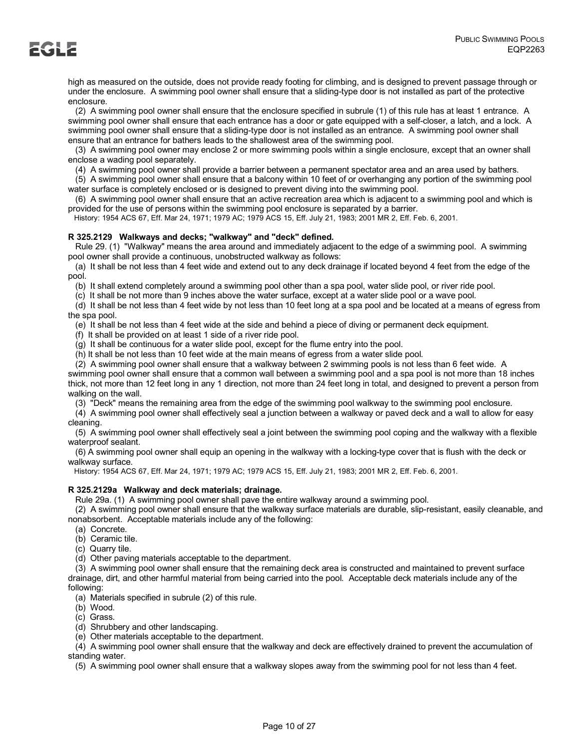high as measured on the outside, does not provide ready footing for climbing, and is designed to prevent passage through or under the enclosure. A swimming pool owner shall ensure that a sliding-type door is not installed as part of the protective enclosure.

(2) A swimming pool owner shall ensure that the enclosure specified in subrule (1) of this rule has at least 1 entrance. A swimming pool owner shall ensure that each entrance has a door or gate equipped with a self-closer, a latch, and a lock. A swimming pool owner shall ensure that a sliding-type door is not installed as an entrance. A swimming pool owner shall ensure that an entrance for bathers leads to the shallowest area of the swimming pool.

(3) A swimming pool owner may enclose 2 or more swimming pools within a single enclosure, except that an owner shall enclose a wading pool separately.

(4) A swimming pool owner shall provide a barrier between a permanent spectator area and an area used by bathers.

(5) A swimming pool owner shall ensure that a balcony within 10 feet of or overhanging any portion of the swimming pool water surface is completely enclosed or is designed to prevent diving into the swimming pool.

(6) A swimming pool owner shall ensure that an active recreation area which is adjacent to a swimming pool and which is provided for the use of persons within the swimming pool enclosure is separated by a barrier.

History: 1954 ACS 67, Eff. Mar 24, 1971; 1979 AC; 1979 ACS 15, Eff. July 21, 1983; 2001 MR 2, Eff. Feb. 6, 2001.

**R 325.2129 Walkways and decks; "walkway" and "deck" defined.**

Rule 29. (1) "Walkway" means the area around and immediately adjacent to the edge of a swimming pool. A swimming pool owner shall provide a continuous, unobstructed walkway as follows:

(a) It shall be not less than 4 feet wide and extend out to any deck drainage if located beyond 4 feet from the edge of the pool.

(b) It shall extend completely around a swimming pool other than a spa pool, water slide pool, or river ride pool.

(c) It shall be not more than 9 inches above the water surface, except at a water slide pool or a wave pool.

(d) It shall be not less than 4 feet wide by not less than 10 feet long at a spa pool and be located at a means of egress from the spa pool.

(e) It shall be not less than 4 feet wide at the side and behind a piece of diving or permanent deck equipment.

(f) It shall be provided on at least 1 side of a river ride pool.

(g) It shall be continuous for a water slide pool, except for the flume entry into the pool.

(h) It shall be not less than 10 feet wide at the main means of egress from a water slide pool.

(2) A swimming pool owner shall ensure that a walkway between 2 swimming pools is not less than 6 feet wide. A swimming pool owner shall ensure that a common wall between a swimming pool and a spa pool is not more than 18 inches thick, not more than 12 feet long in any 1 direction, not more than 24 feet long in total, and designed to prevent a person from walking on the wall.

(3) "Deck" means the remaining area from the edge of the swimming pool walkway to the swimming pool enclosure.

(4) A swimming pool owner shall effectively seal a junction between a walkway or paved deck and a wall to allow for easy cleaning.

(5) A swimming pool owner shall effectively seal a joint between the swimming pool coping and the walkway with a flexible waterproof sealant.

(6) A swimming pool owner shall equip an opening in the walkway with a locking-type cover that is flush with the deck or walkway surface.

History: 1954 ACS 67, Eff. Mar 24, 1971; 1979 AC; 1979 ACS 15, Eff. July 21, 1983; 2001 MR 2, Eff. Feb. 6, 2001.

**R 325.2129a Walkway and deck materials; drainage.**

Rule 29a. (1) A swimming pool owner shall pave the entire walkway around a swimming pool.

(2) A swimming pool owner shall ensure that the walkway surface materials are durable, slip-resistant, easily cleanable, and nonabsorbent. Acceptable materials include any of the following:

(a) Concrete.

(b) Ceramic tile.

(c) Quarry tile.

(d) Other paving materials acceptable to the department.

(3) A swimming pool owner shall ensure that the remaining deck area is constructed and maintained to prevent surface drainage, dirt, and other harmful material from being carried into the pool. Acceptable deck materials include any of the following:

(a) Materials specified in subrule (2) of this rule.

(b) Wood.

(c) Grass.

(d) Shrubbery and other landscaping.

(e) Other materials acceptable to the department.

(4) A swimming pool owner shall ensure that the walkway and deck are effectively drained to prevent the accumulation of standing water.

(5) A swimming pool owner shall ensure that a walkway slopes away from the swimming pool for not less than 4 feet.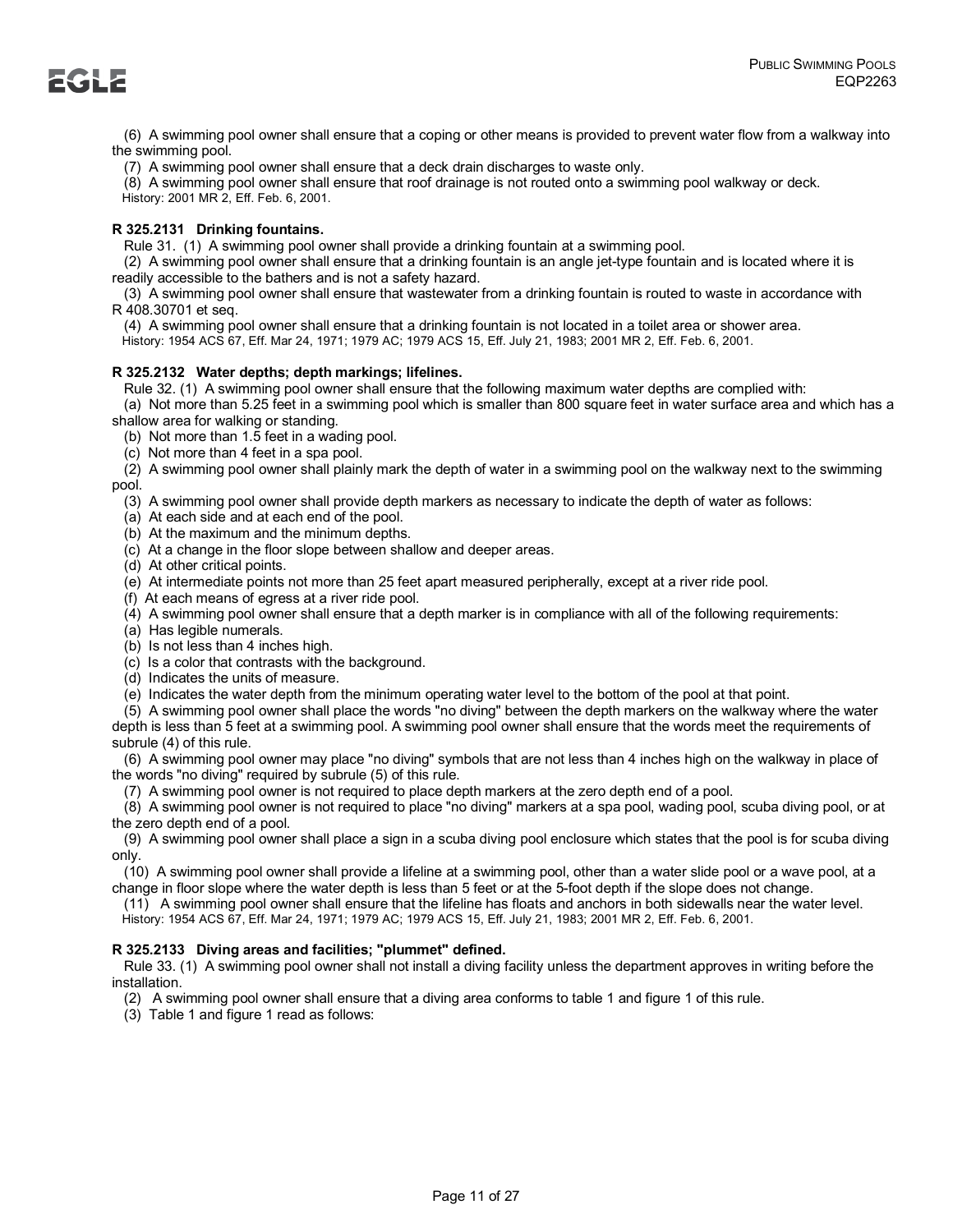(6) A swimming pool owner shall ensure that a coping or other means is provided to prevent water flow from a walkway into the swimming pool.

(7) A swimming pool owner shall ensure that a deck drain discharges to waste only.

(8) A swimming pool owner shall ensure that roof drainage is not routed onto a swimming pool walkway or deck.

History: 2001 MR 2, Eff. Feb. 6, 2001.

**R 325.2131 Drinking fountains.**

Rule 31. (1) A swimming pool owner shall provide a drinking fountain at a swimming pool.

(2) A swimming pool owner shall ensure that a drinking fountain is an angle jet-type fountain and is located where it is readily accessible to the bathers and is not a safety hazard.

(3) A swimming pool owner shall ensure that wastewater from a drinking fountain is routed to waste in accordance with R 408.30701 et seq.

(4) A swimming pool owner shall ensure that a drinking fountain is not located in a toilet area or shower area.

History: 1954 ACS 67, Eff. Mar 24, 1971; 1979 AC; 1979 ACS 15, Eff. July 21, 1983; 2001 MR 2, Eff. Feb. 6, 2001.

**R 325.2132 Water depths; depth markings; lifelines.**

Rule 32. (1) A swimming pool owner shall ensure that the following maximum water depths are complied with:

(a) Not more than 5.25 feet in a swimming pool which is smaller than 800 square feet in water surface area and which has a shallow area for walking or standing.

(b) Not more than 1.5 feet in a wading pool.

(c) Not more than 4 feet in a spa pool.

(2) A swimming pool owner shall plainly mark the depth of water in a swimming pool on the walkway next to the swimming pool.

(3) A swimming pool owner shall provide depth markers as necessary to indicate the depth of water as follows:

(a) At each side and at each end of the pool.

(b) At the maximum and the minimum depths.

(c) At a change in the floor slope between shallow and deeper areas.

(d) At other critical points.

(e) At intermediate points not more than 25 feet apart measured peripherally, except at a river ride pool.

(f) At each means of egress at a river ride pool.

(4) A swimming pool owner shall ensure that a depth marker is in compliance with all of the following requirements:

(a) Has legible numerals.

(b) Is not less than 4 inches high.

(c) Is a color that contrasts with the background.

(d) Indicates the units of measure.

(e) Indicates the water depth from the minimum operating water level to the bottom of the pool at that point.

(5) A swimming pool owner shall place the words "no diving" between the depth markers on the walkway where the water depth is less than 5 feet at a swimming pool. A swimming pool owner shall ensure that the words meet the requirements of subrule (4) of this rule.

(6) A swimming pool owner may place "no diving" symbols that are not less than 4 inches high on the walkway in place of the words "no diving" required by subrule (5) of this rule.

(7) A swimming pool owner is not required to place depth markers at the zero depth end of a pool.

(8) A swimming pool owner is not required to place "no diving" markers at a spa pool, wading pool, scuba diving pool, or at the zero depth end of a pool.

(9) A swimming pool owner shall place a sign in a scuba diving pool enclosure which states that the pool is for scuba diving only.

(10) A swimming pool owner shall provide a lifeline at a swimming pool, other than a water slide pool or a wave pool, at a change in floor slope where the water depth is less than 5 feet or at the 5-foot depth if the slope does not change.

(11) A swimming pool owner shall ensure that the lifeline has floats and anchors in both sidewalls near the water level.

History: 1954 ACS 67, Eff. Mar 24, 1971; 1979 AC; 1979 ACS 15, Eff. July 21, 1983; 2001 MR 2, Eff. Feb. 6, 2001.

**R 325.2133 Diving areas and facilities; "plummet" defined.**

Rule 33. (1) A swimming pool owner shall not install a diving facility unless the department approves in writing before the installation.

(2) A swimming pool owner shall ensure that a diving area conforms to table 1 and figure 1 of this rule.

(3) Table 1 and figure 1 read as follows: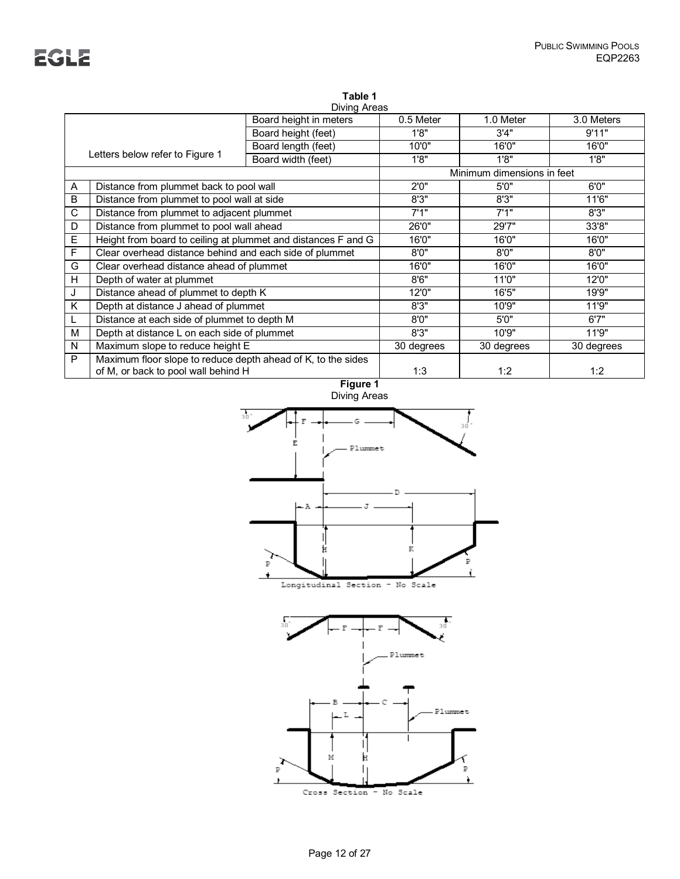**Table 1**
Diving Areas

| Letters below refer to Figure 1 | | Board height in meters | 0.5 Meter | 1.0 Meter | 3.0 Meters |
|---|---|---|---|---|---|
| | | Board height (feet) | 1'8" | 3'4" | 9'11" |
| | | Board length (feet) | 10'0" | 16'0" | 16'0" |
| | | Board width (feet) | 1'8" | 1'8" | 1'8" |
| | | | Minimum dimensions in feet | | |
| A | Distance from plummet back to pool wall | | 2'0" | 5'0" | 6'0" |
| B | Distance from plummet to pool wall at side | | 8'3" | 8'3" | 11'6" |
| C | Distance from plummet to adjacent plummet | | 7'1" | 7'1" | 8'3" |
| D | Distance from plummet to pool wall ahead | | 26'0" | 29'7" | 33'8" |
| E | Height from board to ceiling at plummet and distances F and G | | 16'0" | 16'0" | 16'0" |
| F | Clear overhead distance behind and each side of plummet | | 8'0" | 8'0" | 8'0" |
| G | Clear overhead distance ahead of plummet | | 16'0" | 16'0" | 16'0" |
| H | Depth of water at plummet | | 8'6" | 11'0" | 12'0" |
| J | Distance ahead of plummet to depth K | | 12'0" | 16'5" | 19'9" |
| K | Depth at distance J ahead of plummet | | 8'3" | 10'9" | 11'9" |
| L | Distance at each side of plummet to depth M | | 8'0" | 5'0" | 6'7" |
| M | Depth at distance L on each side of plummet | | 8'3" | 10'9" | 11'9" |
| N | Maximum slope to reduce height E | | 30 degrees | 30 degrees | 30 degrees |
| P | Maximum floor slope to reduce depth ahead of K, to the sides of M, or back to pool wall behind H | | 1:3 | 1:2 | 1:2 |

**Figure 1**
Diving Areas

Longitudinal Section – No Scale

Cross Section – No Scale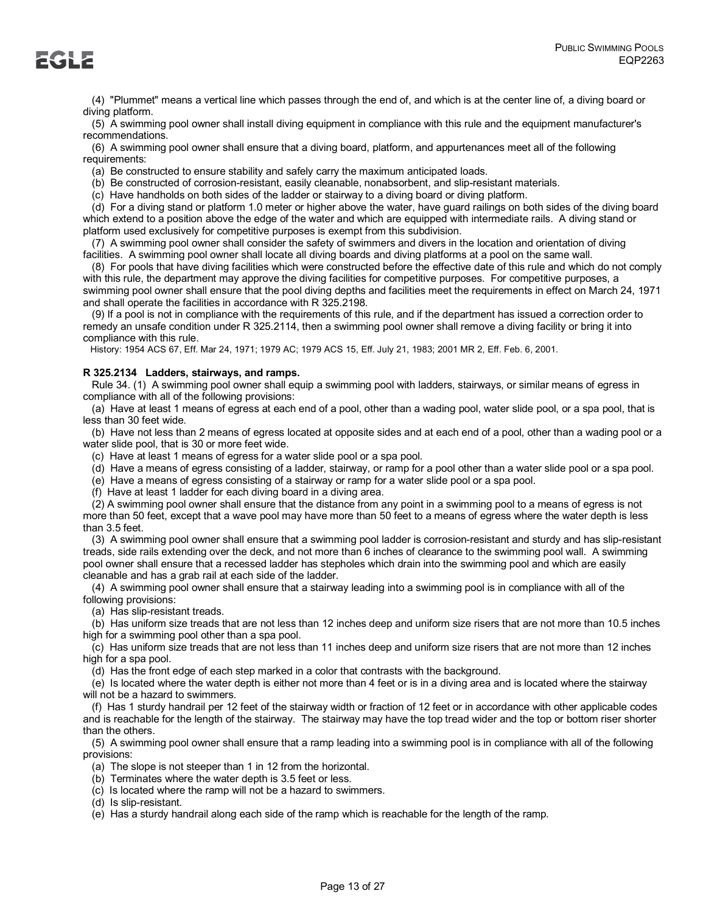(4) "Plummet" means a vertical line which passes through the end of, and which is at the center line of, a diving board or diving platform.

(5) A swimming pool owner shall install diving equipment in compliance with this rule and the equipment manufacturer's recommendations.

(6) A swimming pool owner shall ensure that a diving board, platform, and appurtenances meet all of the following requirements:

(a) Be constructed to ensure stability and safely carry the maximum anticipated loads.

(b) Be constructed of corrosion-resistant, easily cleanable, nonabsorbent, and slip-resistant materials.

(c) Have handholds on both sides of the ladder or stairway to a diving board or diving platform.

(d) For a diving stand or platform 1.0 meter or higher above the water, have guard railings on both sides of the diving board which extend to a position above the edge of the water and which are equipped with intermediate rails. A diving stand or platform used exclusively for competitive purposes is exempt from this subdivision.

(7) A swimming pool owner shall consider the safety of swimmers and divers in the location and orientation of diving facilities. A swimming pool owner shall locate all diving boards and diving platforms at a pool on the same wall.

(8) For pools that have diving facilities which were constructed before the effective date of this rule and which do not comply with this rule, the department may approve the diving facilities for competitive purposes. For competitive purposes, a swimming pool owner shall ensure that the pool diving depths and facilities meet the requirements in effect on March 24, 1971 and shall operate the facilities in accordance with R 325.2198.

(9) If a pool is not in compliance with the requirements of this rule, and if the department has issued a correction order to remedy an unsafe condition under R 325.2114, then a swimming pool owner shall remove a diving facility or bring it into compliance with this rule.

History: 1954 ACS 67, Eff. Mar 24, 1971; 1979 AC; 1979 ACS 15, Eff. July 21, 1983; 2001 MR 2, Eff. Feb. 6, 2001.

**R 325.2134 Ladders, stairways, and ramps.**

Rule 34. (1) A swimming pool owner shall equip a swimming pool with ladders, stairways, or similar means of egress in compliance with all of the following provisions:

(a) Have at least 1 means of egress at each end of a pool, other than a wading pool, water slide pool, or a spa pool, that is less than 30 feet wide.

(b) Have not less than 2 means of egress located at opposite sides and at each end of a pool, other than a wading pool or a water slide pool, that is 30 or more feet wide.

(c) Have at least 1 means of egress for a water slide pool or a spa pool.

(d) Have a means of egress consisting of a ladder, stairway, or ramp for a pool other than a water slide pool or a spa pool.

(e) Have a means of egress consisting of a stairway or ramp for a water slide pool or a spa pool.

(f) Have at least 1 ladder for each diving board in a diving area.

(2) A swimming pool owner shall ensure that the distance from any point in a swimming pool to a means of egress is not more than 50 feet, except that a wave pool may have more than 50 feet to a means of egress where the water depth is less than 3.5 feet.

(3) A swimming pool owner shall ensure that a swimming pool ladder is corrosion-resistant and sturdy and has slip-resistant treads, side rails extending over the deck, and not more than 6 inches of clearance to the swimming pool wall. A swimming pool owner shall ensure that a recessed ladder has stepholes which drain into the swimming pool and which are easily cleanable and has a grab rail at each side of the ladder.

(4) A swimming pool owner shall ensure that a stairway leading into a swimming pool is in compliance with all of the following provisions:

(a) Has slip-resistant treads.

(b) Has uniform size treads that are not less than 12 inches deep and uniform size risers that are not more than 10.5 inches high for a swimming pool other than a spa pool.

(c) Has uniform size treads that are not less than 11 inches deep and uniform size risers that are not more than 12 inches high for a spa pool.

(d) Has the front edge of each step marked in a color that contrasts with the background.

(e) Is located where the water depth is either not more than 4 feet or is in a diving area and is located where the stairway will not be a hazard to swimmers.

(f) Has 1 sturdy handrail per 12 feet of the stairway width or fraction of 12 feet or in accordance with other applicable codes and is reachable for the length of the stairway. The stairway may have the top tread wider and the top or bottom riser shorter than the others.

(5) A swimming pool owner shall ensure that a ramp leading into a swimming pool is in compliance with all of the following provisions:

(a) The slope is not steeper than 1 in 12 from the horizontal.

(b) Terminates where the water depth is 3.5 feet or less.

(c) Is located where the ramp will not be a hazard to swimmers.

(d) Is slip-resistant.

(e) Has a sturdy handrail along each side of the ramp which is reachable for the length of the ramp.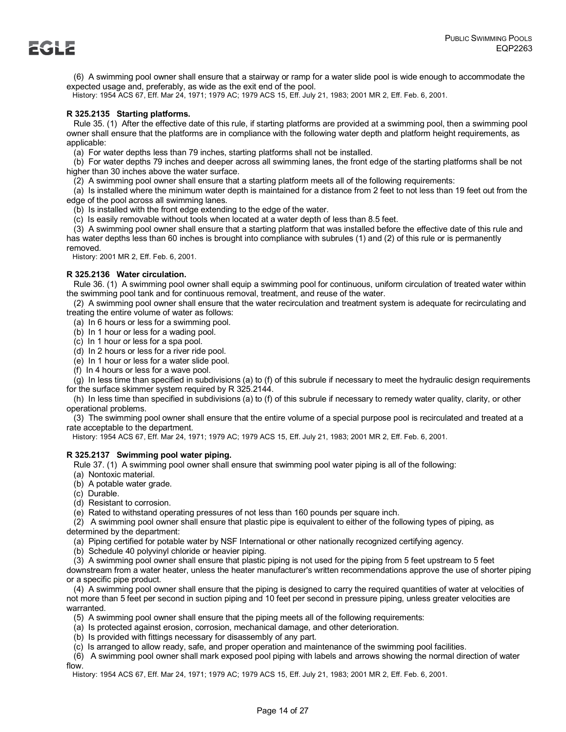(6) A swimming pool owner shall ensure that a stairway or ramp for a water slide pool is wide enough to accommodate the expected usage and, preferably, as wide as the exit end of the pool.

History: 1954 ACS 67, Eff. Mar 24, 1971; 1979 AC; 1979 ACS 15, Eff. July 21, 1983; 2001 MR 2, Eff. Feb. 6, 2001.

**R 325.2135 Starting platforms.**

Rule 35. (1) After the effective date of this rule, if starting platforms are provided at a swimming pool, then a swimming pool owner shall ensure that the platforms are in compliance with the following water depth and platform height requirements, as applicable:

(a) For water depths less than 79 inches, starting platforms shall not be installed.

(b) For water depths 79 inches and deeper across all swimming lanes, the front edge of the starting platforms shall be not higher than 30 inches above the water surface.

(2) A swimming pool owner shall ensure that a starting platform meets all of the following requirements:

(a) Is installed where the minimum water depth is maintained for a distance from 2 feet to not less than 19 feet out from the edge of the pool across all swimming lanes.

(b) Is installed with the front edge extending to the edge of the water.

(c) Is easily removable without tools when located at a water depth of less than 8.5 feet.

(3) A swimming pool owner shall ensure that a starting platform that was installed before the effective date of this rule and has water depths less than 60 inches is brought into compliance with subrules (1) and (2) of this rule or is permanently removed.

History: 2001 MR 2, Eff. Feb. 6, 2001.

**R 325.2136 Water circulation.**

Rule 36. (1) A swimming pool owner shall equip a swimming pool for continuous, uniform circulation of treated water within the swimming pool tank and for continuous removal, treatment, and reuse of the water.

(2) A swimming pool owner shall ensure that the water recirculation and treatment system is adequate for recirculating and treating the entire volume of water as follows:

(a) In 6 hours or less for a swimming pool.

(b) In 1 hour or less for a wading pool.

(c) In 1 hour or less for a spa pool.

(d) In 2 hours or less for a river ride pool.

(e) In 1 hour or less for a water slide pool.

(f) In 4 hours or less for a wave pool.

(g) In less time than specified in subdivisions (a) to (f) of this subrule if necessary to meet the hydraulic design requirements for the surface skimmer system required by R 325.2144.

(h) In less time than specified in subdivisions (a) to (f) of this subrule if necessary to remedy water quality, clarity, or other operational problems.

(3) The swimming pool owner shall ensure that the entire volume of a special purpose pool is recirculated and treated at a rate acceptable to the department.

History: 1954 ACS 67, Eff. Mar 24, 1971; 1979 AC; 1979 ACS 15, Eff. July 21, 1983; 2001 MR 2, Eff. Feb. 6, 2001.

**R 325.2137 Swimming pool water piping.**

Rule 37. (1) A swimming pool owner shall ensure that swimming pool water piping is all of the following:

(a) Nontoxic material.

(b) A potable water grade.

(c) Durable.

(d) Resistant to corrosion.

(e) Rated to withstand operating pressures of not less than 160 pounds per square inch.

(2) A swimming pool owner shall ensure that plastic pipe is equivalent to either of the following types of piping, as determined by the department:

(a) Piping certified for potable water by NSF International or other nationally recognized certifying agency.

(b) Schedule 40 polyvinyl chloride or heavier piping.

(3) A swimming pool owner shall ensure that plastic piping is not used for the piping from 5 feet upstream to 5 feet downstream from a water heater, unless the heater manufacturer's written recommendations approve the use of shorter piping or a specific pipe product.

(4) A swimming pool owner shall ensure that the piping is designed to carry the required quantities of water at velocities of not more than 5 feet per second in suction piping and 10 feet per second in pressure piping, unless greater velocities are warranted.

(5) A swimming pool owner shall ensure that the piping meets all of the following requirements:

(a) Is protected against erosion, corrosion, mechanical damage, and other deterioration.

(b) Is provided with fittings necessary for disassembly of any part.

(c) Is arranged to allow ready, safe, and proper operation and maintenance of the swimming pool facilities.

(6) A swimming pool owner shall mark exposed pool piping with labels and arrows showing the normal direction of water flow.

History: 1954 ACS 67, Eff. Mar 24, 1971; 1979 AC; 1979 ACS 15, Eff. July 21, 1983; 2001 MR 2, Eff. Feb. 6, 2001.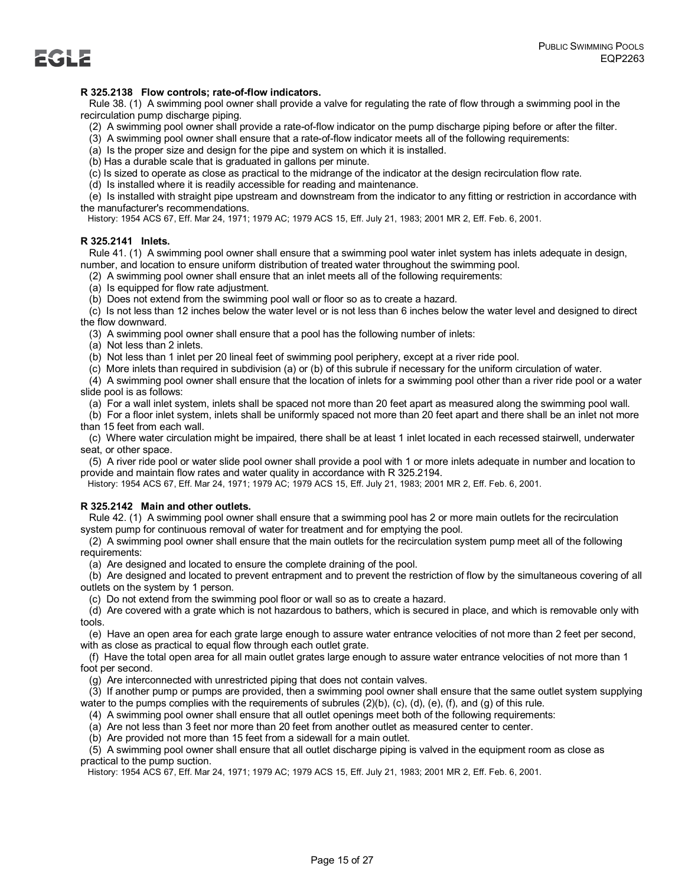**R 325.2138 Flow controls; rate-of-flow indicators.**

Rule 38. (1) A swimming pool owner shall provide a valve for regulating the rate of flow through a swimming pool in the recirculation pump discharge piping.

(2) A swimming pool owner shall provide a rate-of-flow indicator on the pump discharge piping before or after the filter.

(3) A swimming pool owner shall ensure that a rate-of-flow indicator meets all of the following requirements:

(a) Is the proper size and design for the pipe and system on which it is installed.

(b) Has a durable scale that is graduated in gallons per minute.

(c) Is sized to operate as close as practical to the midrange of the indicator at the design recirculation flow rate.

(d) Is installed where it is readily accessible for reading and maintenance.

(e) Is installed with straight pipe upstream and downstream from the indicator to any fitting or restriction in accordance with the manufacturer's recommendations.

History: 1954 ACS 67, Eff. Mar 24, 1971; 1979 AC; 1979 ACS 15, Eff. July 21, 1983; 2001 MR 2, Eff. Feb. 6, 2001.

**R 325.2141 Inlets.**

Rule 41. (1) A swimming pool owner shall ensure that a swimming pool water inlet system has inlets adequate in design, number, and location to ensure uniform distribution of treated water throughout the swimming pool.

(2) A swimming pool owner shall ensure that an inlet meets all of the following requirements:

(a) Is equipped for flow rate adjustment.

(b) Does not extend from the swimming pool wall or floor so as to create a hazard.

(c) Is not less than 12 inches below the water level or is not less than 6 inches below the water level and designed to direct the flow downward.

(3) A swimming pool owner shall ensure that a pool has the following number of inlets:

(a) Not less than 2 inlets.

(b) Not less than 1 inlet per 20 lineal feet of swimming pool periphery, except at a river ride pool.

(c) More inlets than required in subdivision (a) or (b) of this subrule if necessary for the uniform circulation of water.

(4) A swimming pool owner shall ensure that the location of inlets for a swimming pool other than a river ride pool or a water slide pool is as follows:

(a) For a wall inlet system, inlets shall be spaced not more than 20 feet apart as measured along the swimming pool wall.

(b) For a floor inlet system, inlets shall be uniformly spaced not more than 20 feet apart and there shall be an inlet not more than 15 feet from each wall.

(c) Where water circulation might be impaired, there shall be at least 1 inlet located in each recessed stairwell, underwater seat, or other space.

(5) A river ride pool or water slide pool owner shall provide a pool with 1 or more inlets adequate in number and location to provide and maintain flow rates and water quality in accordance with R 325.2194.

History: 1954 ACS 67, Eff. Mar 24, 1971; 1979 AC; 1979 ACS 15, Eff. July 21, 1983; 2001 MR 2, Eff. Feb. 6, 2001.

**R 325.2142 Main and other outlets.**

Rule 42. (1) A swimming pool owner shall ensure that a swimming pool has 2 or more main outlets for the recirculation system pump for continuous removal of water for treatment and for emptying the pool.

(2) A swimming pool owner shall ensure that the main outlets for the recirculation system pump meet all of the following requirements:

(a) Are designed and located to ensure the complete draining of the pool.

(b) Are designed and located to prevent entrapment and to prevent the restriction of flow by the simultaneous covering of all outlets on the system by 1 person.

(c) Do not extend from the swimming pool floor or wall so as to create a hazard.

(d) Are covered with a grate which is not hazardous to bathers, which is secured in place, and which is removable only with tools.

(e) Have an open area for each grate large enough to assure water entrance velocities of not more than 2 feet per second, with as close as practical to equal flow through each outlet grate.

(f) Have the total open area for all main outlet grates large enough to assure water entrance velocities of not more than 1 foot per second.

(g) Are interconnected with unrestricted piping that does not contain valves.

(3) If another pump or pumps are provided, then a swimming pool owner shall ensure that the same outlet system supplying water to the pumps complies with the requirements of subrules (2)(b), (c), (d), (e), (f), and (g) of this rule.

(4) A swimming pool owner shall ensure that all outlet openings meet both of the following requirements:

(a) Are not less than 3 feet nor more than 20 feet from another outlet as measured center to center.

(b) Are provided not more than 15 feet from a sidewall for a main outlet.

(5) A swimming pool owner shall ensure that all outlet discharge piping is valved in the equipment room as close as practical to the pump suction.

History: 1954 ACS 67, Eff. Mar 24, 1971; 1979 AC; 1979 ACS 15, Eff. July 21, 1983; 2001 MR 2, Eff. Feb. 6, 2001.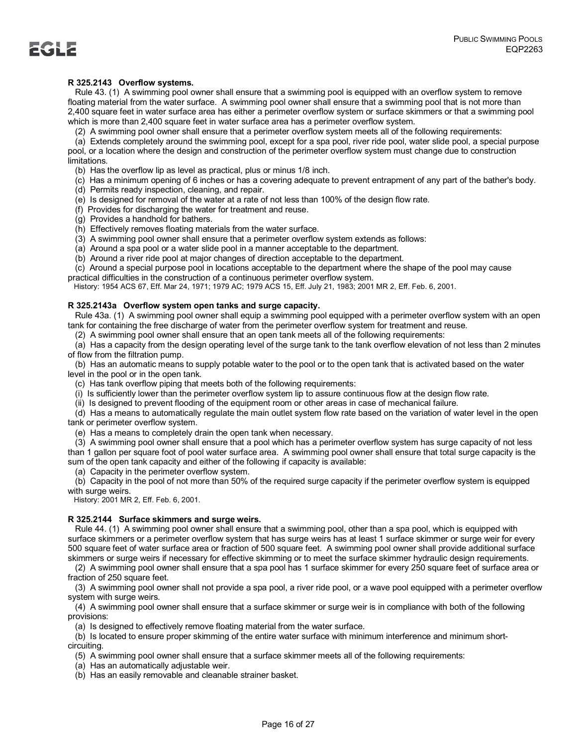**R 325.2143 Overflow systems.**

Rule 43. (1) A swimming pool owner shall ensure that a swimming pool is equipped with an overflow system to remove floating material from the water surface. A swimming pool owner shall ensure that a swimming pool that is not more than 2,400 square feet in water surface area has either a perimeter overflow system or surface skimmers or that a swimming pool which is more than 2,400 square feet in water surface area has a perimeter overflow system.

(2) A swimming pool owner shall ensure that a perimeter overflow system meets all of the following requirements:

(a) Extends completely around the swimming pool, except for a spa pool, river ride pool, water slide pool, a special purpose pool, or a location where the design and construction of the perimeter overflow system must change due to construction limitations.

(b) Has the overflow lip as level as practical, plus or minus 1/8 inch.

(c) Has a minimum opening of 6 inches or has a covering adequate to prevent entrapment of any part of the bather's body.

(d) Permits ready inspection, cleaning, and repair.

(e) Is designed for removal of the water at a rate of not less than 100% of the design flow rate.

(f) Provides for discharging the water for treatment and reuse.

(g) Provides a handhold for bathers.

(h) Effectively removes floating materials from the water surface.

(3) A swimming pool owner shall ensure that a perimeter overflow system extends as follows:

(a) Around a spa pool or a water slide pool in a manner acceptable to the department.

(b) Around a river ride pool at major changes of direction acceptable to the department.

(c) Around a special purpose pool in locations acceptable to the department where the shape of the pool may cause practical difficulties in the construction of a continuous perimeter overflow system.

History: 1954 ACS 67, Eff. Mar 24, 1971; 1979 AC; 1979 ACS 15, Eff. July 21, 1983; 2001 MR 2, Eff. Feb. 6, 2001.

**R 325.2143a Overflow system open tanks and surge capacity.**

Rule 43a. (1) A swimming pool owner shall equip a swimming pool equipped with a perimeter overflow system with an open tank for containing the free discharge of water from the perimeter overflow system for treatment and reuse.

(2) A swimming pool owner shall ensure that an open tank meets all of the following requirements:

(a) Has a capacity from the design operating level of the surge tank to the tank overflow elevation of not less than 2 minutes of flow from the filtration pump.

(b) Has an automatic means to supply potable water to the pool or to the open tank that is activated based on the water level in the pool or in the open tank.

(c) Has tank overflow piping that meets both of the following requirements:

(i) Is sufficiently lower than the perimeter overflow system lip to assure continuous flow at the design flow rate.

(ii) Is designed to prevent flooding of the equipment room or other areas in case of mechanical failure.

(d) Has a means to automatically regulate the main outlet system flow rate based on the variation of water level in the open tank or perimeter overflow system.

(e) Has a means to completely drain the open tank when necessary.

(3) A swimming pool owner shall ensure that a pool which has a perimeter overflow system has surge capacity of not less than 1 gallon per square foot of pool water surface area. A swimming pool owner shall ensure that total surge capacity is the sum of the open tank capacity and either of the following if capacity is available:

(a) Capacity in the perimeter overflow system.

(b) Capacity in the pool of not more than 50% of the required surge capacity if the perimeter overflow system is equipped with surge weirs.

History: 2001 MR 2, Eff. Feb. 6, 2001.

**R 325.2144 Surface skimmers and surge weirs.**

Rule 44. (1) A swimming pool owner shall ensure that a swimming pool, other than a spa pool, which is equipped with surface skimmers or a perimeter overflow system that has surge weirs has at least 1 surface skimmer or surge weir for every 500 square feet of water surface area or fraction of 500 square feet. A swimming pool owner shall provide additional surface skimmers or surge weirs if necessary for effective skimming or to meet the surface skimmer hydraulic design requirements.

(2) A swimming pool owner shall ensure that a spa pool has 1 surface skimmer for every 250 square feet of surface area or fraction of 250 square feet.

(3) A swimming pool owner shall not provide a spa pool, a river ride pool, or a wave pool equipped with a perimeter overflow system with surge weirs.

(4) A swimming pool owner shall ensure that a surface skimmer or surge weir is in compliance with both of the following provisions:

(a) Is designed to effectively remove floating material from the water surface.

(b) Is located to ensure proper skimming of the entire water surface with minimum interference and minimum short-circuiting.

(5) A swimming pool owner shall ensure that a surface skimmer meets all of the following requirements:

(a) Has an automatically adjustable weir.

(b) Has an easily removable and cleanable strainer basket.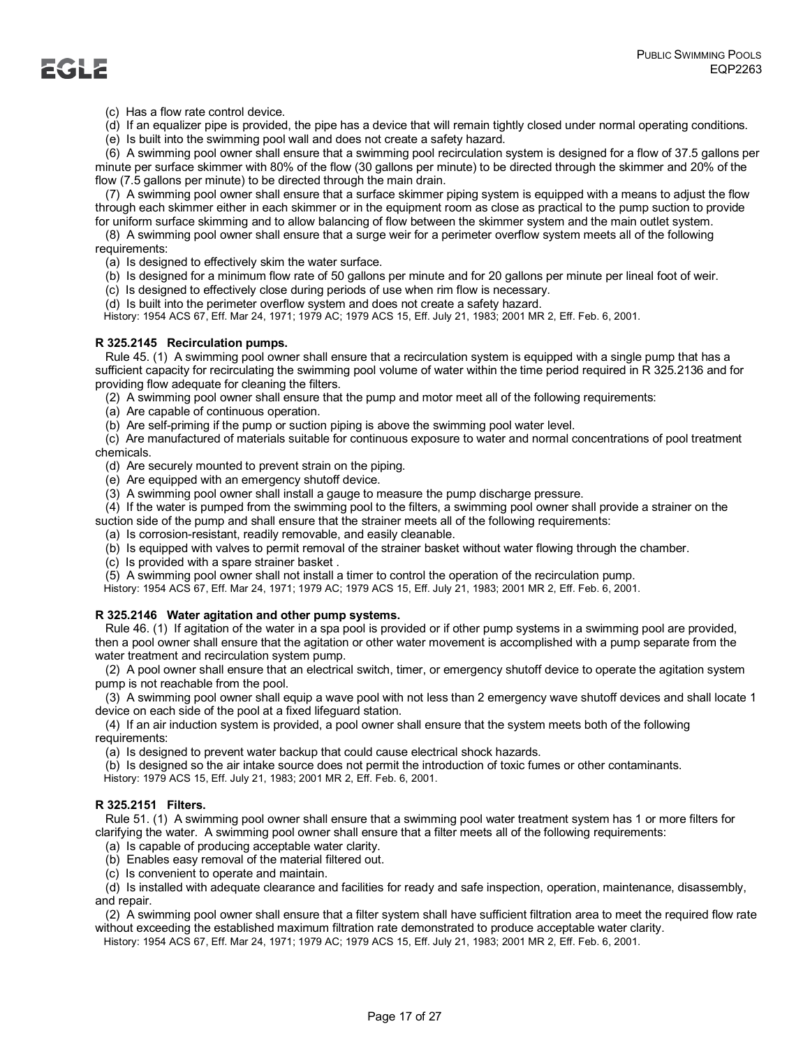(c) Has a flow rate control device.

(d) If an equalizer pipe is provided, the pipe has a device that will remain tightly closed under normal operating conditions.

(e) Is built into the swimming pool wall and does not create a safety hazard.

(6) A swimming pool owner shall ensure that a swimming pool recirculation system is designed for a flow of 37.5 gallons per minute per surface skimmer with 80% of the flow (30 gallons per minute) to be directed through the skimmer and 20% of the flow (7.5 gallons per minute) to be directed through the main drain.

(7) A swimming pool owner shall ensure that a surface skimmer piping system is equipped with a means to adjust the flow through each skimmer either in each skimmer or in the equipment room as close as practical to the pump suction to provide for uniform surface skimming and to allow balancing of flow between the skimmer system and the main outlet system.

(8) A swimming pool owner shall ensure that a surge weir for a perimeter overflow system meets all of the following requirements:

(a) Is designed to effectively skim the water surface.

(b) Is designed for a minimum flow rate of 50 gallons per minute and for 20 gallons per minute per lineal foot of weir.

(c) Is designed to effectively close during periods of use when rim flow is necessary.

(d) Is built into the perimeter overflow system and does not create a safety hazard.

History: 1954 ACS 67, Eff. Mar 24, 1971; 1979 AC; 1979 ACS 15, Eff. July 21, 1983; 2001 MR 2, Eff. Feb. 6, 2001.

**R 325.2145 Recirculation pumps.**

Rule 45. (1) A swimming pool owner shall ensure that a recirculation system is equipped with a single pump that has a sufficient capacity for recirculating the swimming pool volume of water within the time period required in R 325.2136 and for providing flow adequate for cleaning the filters.

(2) A swimming pool owner shall ensure that the pump and motor meet all of the following requirements:

(a) Are capable of continuous operation.

(b) Are self-priming if the pump or suction piping is above the swimming pool water level.

(c) Are manufactured of materials suitable for continuous exposure to water and normal concentrations of pool treatment chemicals.

(d) Are securely mounted to prevent strain on the piping.

(e) Are equipped with an emergency shutoff device.

(3) A swimming pool owner shall install a gauge to measure the pump discharge pressure.

(4) If the water is pumped from the swimming pool to the filters, a swimming pool owner shall provide a strainer on the suction side of the pump and shall ensure that the strainer meets all of the following requirements:

(a) Is corrosion-resistant, readily removable, and easily cleanable.

(b) Is equipped with valves to permit removal of the strainer basket without water flowing through the chamber.

(c) Is provided with a spare strainer basket .

(5) A swimming pool owner shall not install a timer to control the operation of the recirculation pump.

History: 1954 ACS 67, Eff. Mar 24, 1971; 1979 AC; 1979 ACS 15, Eff. July 21, 1983; 2001 MR 2, Eff. Feb. 6, 2001.

**R 325.2146 Water agitation and other pump systems.**

Rule 46. (1) If agitation of the water in a spa pool is provided or if other pump systems in a swimming pool are provided, then a pool owner shall ensure that the agitation or other water movement is accomplished with a pump separate from the water treatment and recirculation system pump.

(2) A pool owner shall ensure that an electrical switch, timer, or emergency shutoff device to operate the agitation system pump is not reachable from the pool.

(3) A swimming pool owner shall equip a wave pool with not less than 2 emergency wave shutoff devices and shall locate 1 device on each side of the pool at a fixed lifeguard station.

(4) If an air induction system is provided, a pool owner shall ensure that the system meets both of the following requirements:

(a) Is designed to prevent water backup that could cause electrical shock hazards.

(b) Is designed so the air intake source does not permit the introduction of toxic fumes or other contaminants.

History: 1979 ACS 15, Eff. July 21, 1983; 2001 MR 2, Eff. Feb. 6, 2001.

**R 325.2151 Filters.**

Rule 51. (1) A swimming pool owner shall ensure that a swimming pool water treatment system has 1 or more filters for clarifying the water. A swimming pool owner shall ensure that a filter meets all of the following requirements:

(a) Is capable of producing acceptable water clarity.

(b) Enables easy removal of the material filtered out.

(c) Is convenient to operate and maintain.

(d) Is installed with adequate clearance and facilities for ready and safe inspection, operation, maintenance, disassembly, and repair.

(2) A swimming pool owner shall ensure that a filter system shall have sufficient filtration area to meet the required flow rate without exceeding the established maximum filtration rate demonstrated to produce acceptable water clarity.

History: 1954 ACS 67, Eff. Mar 24, 1971; 1979 AC; 1979 ACS 15, Eff. July 21, 1983; 2001 MR 2, Eff. Feb. 6, 2001.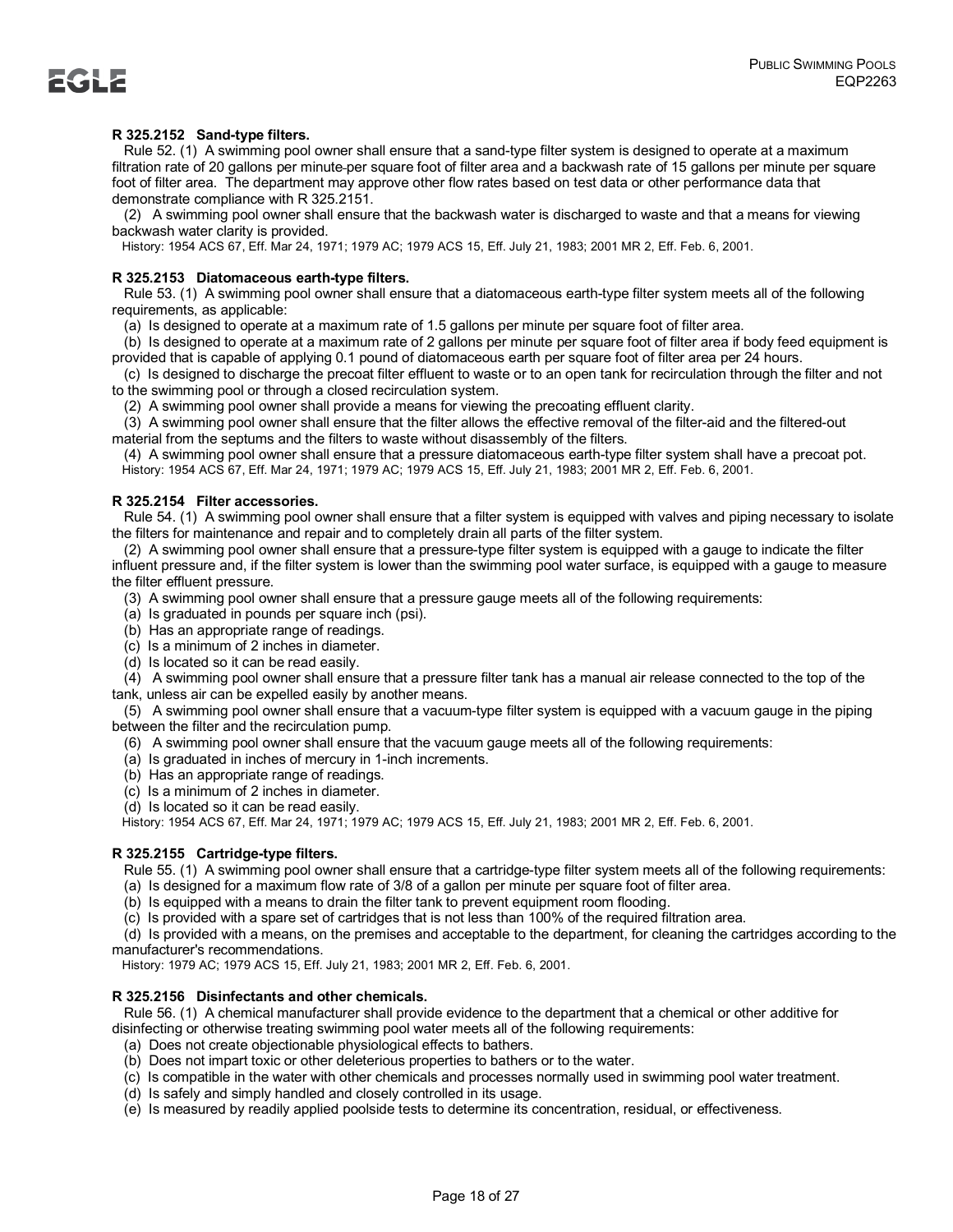### R 325.2152 Sand-type filters.

Rule 52. (1) A swimming pool owner shall ensure that a sand-type filter system is designed to operate at a maximum filtration rate of 20 gallons per minute per square foot of filter area and a backwash rate of 15 gallons per minute per square foot of filter area. The department may approve other flow rates based on test data or other performance data that demonstrate compliance with R 325.2151.

(2) A swimming pool owner shall ensure that the backwash water is discharged to waste and that a means for viewing backwash water clarity is provided.

History: 1954 ACS 67, Eff. Mar 24, 1971; 1979 AC; 1979 ACS 15, Eff. July 21, 1983; 2001 MR 2, Eff. Feb. 6, 2001.

### R 325.2153 Diatomaceous earth-type filters.

Rule 53. (1) A swimming pool owner shall ensure that a diatomaceous earth-type filter system meets all of the following requirements, as applicable:

(a) Is designed to operate at a maximum rate of 1.5 gallons per minute per square foot of filter area.

(b) Is designed to operate at a maximum rate of 2 gallons per minute per square foot of filter area if body feed equipment is provided that is capable of applying 0.1 pound of diatomaceous earth per square foot of filter area per 24 hours.

(c) Is designed to discharge the precoat filter effluent to waste or to an open tank for recirculation through the filter and not to the swimming pool or through a closed recirculation system.

(2) A swimming pool owner shall provide a means for viewing the precoating effluent clarity.

(3) A swimming pool owner shall ensure that the filter allows the effective removal of the filter-aid and the filtered-out material from the septums and the filters to waste without disassembly of the filters.

(4) A swimming pool owner shall ensure that a pressure diatomaceous earth-type filter system shall have a precoat pot.

History: 1954 ACS 67, Eff. Mar 24, 1971; 1979 AC; 1979 ACS 15, Eff. July 21, 1983; 2001 MR 2, Eff. Feb. 6, 2001.

### R 325.2154 Filter accessories.

Rule 54. (1) A swimming pool owner shall ensure that a filter system is equipped with valves and piping necessary to isolate the filters for maintenance and repair and to completely drain all parts of the filter system.

(2) A swimming pool owner shall ensure that a pressure-type filter system is equipped with a gauge to indicate the filter influent pressure and, if the filter system is lower than the swimming pool water surface, is equipped with a gauge to measure the filter effluent pressure.

(3) A swimming pool owner shall ensure that a pressure gauge meets all of the following requirements:

(a) Is graduated in pounds per square inch (psi).

(b) Has an appropriate range of readings.

(c) Is a minimum of 2 inches in diameter.

(d) Is located so it can be read easily.

(4) A swimming pool owner shall ensure that a pressure filter tank has a manual air release connected to the top of the tank, unless air can be expelled easily by another means.

(5) A swimming pool owner shall ensure that a vacuum-type filter system is equipped with a vacuum gauge in the piping between the filter and the recirculation pump.

(6) A swimming pool owner shall ensure that the vacuum gauge meets all of the following requirements:

(a) Is graduated in inches of mercury in 1-inch increments.

(b) Has an appropriate range of readings.

(c) Is a minimum of 2 inches in diameter.

(d) Is located so it can be read easily.

History: 1954 ACS 67, Eff. Mar 24, 1971; 1979 AC; 1979 ACS 15, Eff. July 21, 1983; 2001 MR 2, Eff. Feb. 6, 2001.

### R 325.2155 Cartridge-type filters.

Rule 55. (1) A swimming pool owner shall ensure that a cartridge-type filter system meets all of the following requirements:

(a) Is designed for a maximum flow rate of 3/8 of a gallon per minute per square foot of filter area.

(b) Is equipped with a means to drain the filter tank to prevent equipment room flooding.

(c) Is provided with a spare set of cartridges that is not less than 100% of the required filtration area.

(d) Is provided with a means, on the premises and acceptable to the department, for cleaning the cartridges according to the manufacturer's recommendations.

History: 1979 AC; 1979 ACS 15, Eff. July 21, 1983; 2001 MR 2, Eff. Feb. 6, 2001.

### R 325.2156 Disinfectants and other chemicals.

Rule 56. (1) A chemical manufacturer shall provide evidence to the department that a chemical or other additive for disinfecting or otherwise treating swimming pool water meets all of the following requirements:

(a) Does not create objectionable physiological effects to bathers.

(b) Does not impart toxic or other deleterious properties to bathers or to the water.

(c) Is compatible in the water with other chemicals and processes normally used in swimming pool water treatment.

(d) Is safely and simply handled and closely controlled in its usage.

(e) Is measured by readily applied poolside tests to determine its concentration, residual, or effectiveness.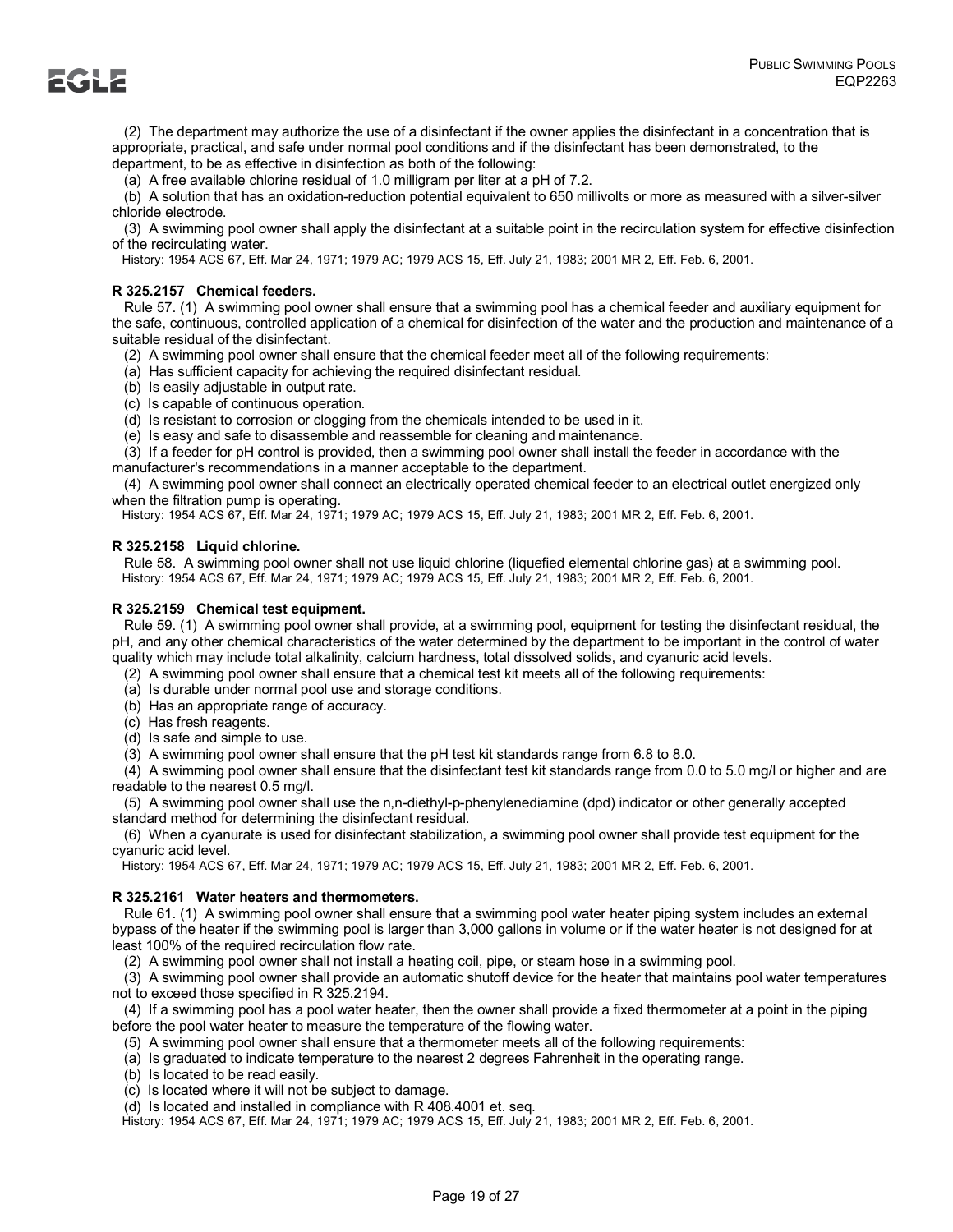(2) The department may authorize the use of a disinfectant if the owner applies the disinfectant in a concentration that is appropriate, practical, and safe under normal pool conditions and if the disinfectant has been demonstrated, to the department, to be as effective in disinfection as both of the following:

(a) A free available chlorine residual of 1.0 milligram per liter at a pH of 7.2.

(b) A solution that has an oxidation-reduction potential equivalent to 650 millivolts or more as measured with a silver-silver chloride electrode.

(3) A swimming pool owner shall apply the disinfectant at a suitable point in the recirculation system for effective disinfection of the recirculating water.

History: 1954 ACS 67, Eff. Mar 24, 1971; 1979 AC; 1979 ACS 15, Eff. July 21, 1983; 2001 MR 2, Eff. Feb. 6, 2001.

**R 325.2157 Chemical feeders.**

Rule 57. (1) A swimming pool owner shall ensure that a swimming pool has a chemical feeder and auxiliary equipment for the safe, continuous, controlled application of a chemical for disinfection of the water and the production and maintenance of a suitable residual of the disinfectant.

(2) A swimming pool owner shall ensure that the chemical feeder meet all of the following requirements:

(a) Has sufficient capacity for achieving the required disinfectant residual.

(b) Is easily adjustable in output rate.

(c) Is capable of continuous operation.

(d) Is resistant to corrosion or clogging from the chemicals intended to be used in it.

(e) Is easy and safe to disassemble and reassemble for cleaning and maintenance.

(3) If a feeder for pH control is provided, then a swimming pool owner shall install the feeder in accordance with the manufacturer's recommendations in a manner acceptable to the department.

(4) A swimming pool owner shall connect an electrically operated chemical feeder to an electrical outlet energized only when the filtration pump is operating.

History: 1954 ACS 67, Eff. Mar 24, 1971; 1979 AC; 1979 ACS 15, Eff. July 21, 1983; 2001 MR 2, Eff. Feb. 6, 2001.

**R 325.2158 Liquid chlorine.**

Rule 58. A swimming pool owner shall not use liquid chlorine (liquefied elemental chlorine gas) at a swimming pool.

History: 1954 ACS 67, Eff. Mar 24, 1971; 1979 AC; 1979 ACS 15, Eff. July 21, 1983; 2001 MR 2, Eff. Feb. 6, 2001.

**R 325.2159 Chemical test equipment.**

Rule 59. (1) A swimming pool owner shall provide, at a swimming pool, equipment for testing the disinfectant residual, the pH, and any other chemical characteristics of the water determined by the department to be important in the control of water quality which may include total alkalinity, calcium hardness, total dissolved solids, and cyanuric acid levels.

(2) A swimming pool owner shall ensure that a chemical test kit meets all of the following requirements:

(a) Is durable under normal pool use and storage conditions.

(b) Has an appropriate range of accuracy.

(c) Has fresh reagents.

(d) Is safe and simple to use.

(3) A swimming pool owner shall ensure that the pH test kit standards range from 6.8 to 8.0.

(4) A swimming pool owner shall ensure that the disinfectant test kit standards range from 0.0 to 5.0 mg/l or higher and are readable to the nearest 0.5 mg/l.

(5) A swimming pool owner shall use the n,n-diethyl-p-phenylenediamine (dpd) indicator or other generally accepted standard method for determining the disinfectant residual.

(6) When a cyanurate is used for disinfectant stabilization, a swimming pool owner shall provide test equipment for the cyanuric acid level.

History: 1954 ACS 67, Eff. Mar 24, 1971; 1979 AC; 1979 ACS 15, Eff. July 21, 1983; 2001 MR 2, Eff. Feb. 6, 2001.

**R 325.2161 Water heaters and thermometers.**

Rule 61. (1) A swimming pool owner shall ensure that a swimming pool water heater piping system includes an external bypass of the heater if the swimming pool is larger than 3,000 gallons in volume or if the water heater is not designed for at least 100% of the required recirculation flow rate.

(2) A swimming pool owner shall not install a heating coil, pipe, or steam hose in a swimming pool.

(3) A swimming pool owner shall provide an automatic shutoff device for the heater that maintains pool water temperatures not to exceed those specified in R 325.2194.

(4) If a swimming pool has a pool water heater, then the owner shall provide a fixed thermometer at a point in the piping before the pool water heater to measure the temperature of the flowing water.

(5) A swimming pool owner shall ensure that a thermometer meets all of the following requirements:

(a) Is graduated to indicate temperature to the nearest 2 degrees Fahrenheit in the operating range.

(b) Is located to be read easily.

(c) Is located where it will not be subject to damage.

(d) Is located and installed in compliance with R 408.4001 et. seq.

History: 1954 ACS 67, Eff. Mar 24, 1971; 1979 AC; 1979 ACS 15, Eff. July 21, 1983; 2001 MR 2, Eff. Feb. 6, 2001.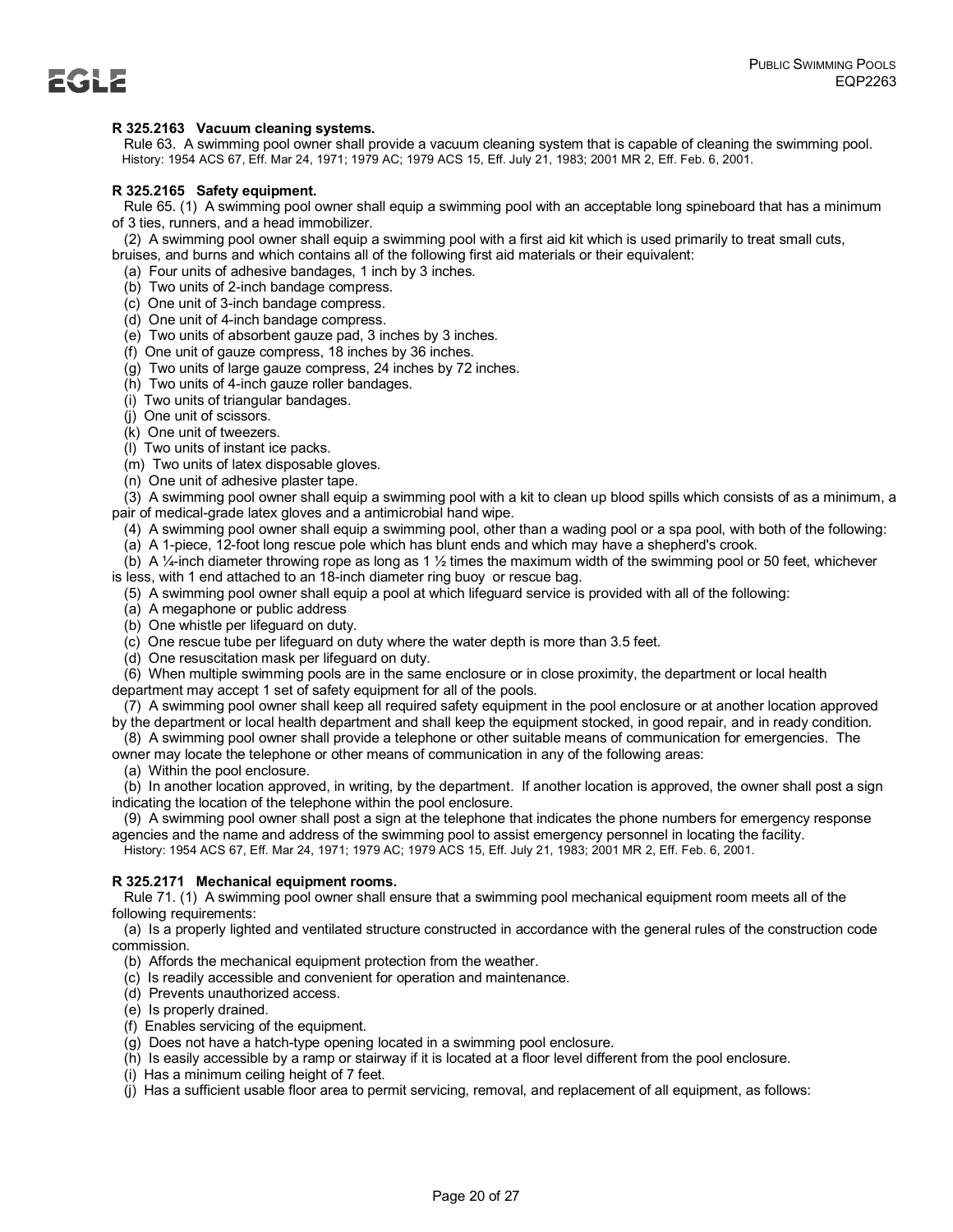**R 325.2163 Vacuum cleaning systems.**

Rule 63. A swimming pool owner shall provide a vacuum cleaning system that is capable of cleaning the swimming pool.

History: 1954 ACS 67, Eff. Mar 24, 1971; 1979 AC; 1979 ACS 15, Eff. July 21, 1983; 2001 MR 2, Eff. Feb. 6, 2001.

**R 325.2165 Safety equipment.**

Rule 65. (1) A swimming pool owner shall equip a swimming pool with an acceptable long spineboard that has a minimum of 3 ties, runners, and a head immobilizer.

(2) A swimming pool owner shall equip a swimming pool with a first aid kit which is used primarily to treat small cuts, bruises, and burns and which contains all of the following first aid materials or their equivalent:

(a) Four units of adhesive bandages, 1 inch by 3 inches.
(b) Two units of 2-inch bandage compress.
(c) One unit of 3-inch bandage compress.
(d) One unit of 4-inch bandage compress.
(e) Two units of absorbent gauze pad, 3 inches by 3 inches.
(f) One unit of gauze compress, 18 inches by 36 inches.
(g) Two units of large gauze compress, 24 inches by 72 inches.
(h) Two units of 4-inch gauze roller bandages.
(i) Two units of triangular bandages.
(j) One unit of scissors.
(k) One unit of tweezers.
(l) Two units of instant ice packs.
(m) Two units of latex disposable gloves.
(n) One unit of adhesive plaster tape.

(3) A swimming pool owner shall equip a swimming pool with a kit to clean up blood spills which consists of as a minimum, a pair of medical-grade latex gloves and a antimicrobial hand wipe.

(4) A swimming pool owner shall equip a swimming pool, other than a wading pool or a spa pool, with both of the following:

(a) A 1-piece, 12-foot long rescue pole which has blunt ends and which may have a shepherd's crook.
(b) A ¼-inch diameter throwing rope as long as 1 ½ times the maximum width of the swimming pool or 50 feet, whichever is less, with 1 end attached to an 18-inch diameter ring buoy or rescue bag.

(5) A swimming pool owner shall equip a pool at which lifeguard service is provided with all of the following:

(a) A megaphone or public address
(b) One whistle per lifeguard on duty.
(c) One rescue tube per lifeguard on duty where the water depth is more than 3.5 feet.
(d) One resuscitation mask per lifeguard on duty.

(6) When multiple swimming pools are in the same enclosure or in close proximity, the department or local health department may accept 1 set of safety equipment for all of the pools.

(7) A swimming pool owner shall keep all required safety equipment in the pool enclosure or at another location approved by the department or local health department and shall keep the equipment stocked, in good repair, and in ready condition.

(8) A swimming pool owner shall provide a telephone or other suitable means of communication for emergencies. The owner may locate the telephone or other means of communication in any of the following areas:

(a) Within the pool enclosure.
(b) In another location approved, in writing, by the department. If another location is approved, the owner shall post a sign indicating the location of the telephone within the pool enclosure.

(9) A swimming pool owner shall post a sign at the telephone that indicates the phone numbers for emergency response agencies and the name and address of the swimming pool to assist emergency personnel in locating the facility.

History: 1954 ACS 67, Eff. Mar 24, 1971; 1979 AC; 1979 ACS 15, Eff. July 21, 1983; 2001 MR 2, Eff. Feb. 6, 2001.

**R 325.2171 Mechanical equipment rooms.**

Rule 71. (1) A swimming pool owner shall ensure that a swimming pool mechanical equipment room meets all of the following requirements:

(a) Is a properly lighted and ventilated structure constructed in accordance with the general rules of the construction code commission.
(b) Affords the mechanical equipment protection from the weather.
(c) Is readily accessible and convenient for operation and maintenance.
(d) Prevents unauthorized access.
(e) Is properly drained.
(f) Enables servicing of the equipment.
(g) Does not have a hatch-type opening located in a swimming pool enclosure.
(h) Is easily accessible by a ramp or stairway if it is located at a floor level different from the pool enclosure.
(i) Has a minimum ceiling height of 7 feet.
(j) Has a sufficient usable floor area to permit servicing, removal, and replacement of all equipment, as follows: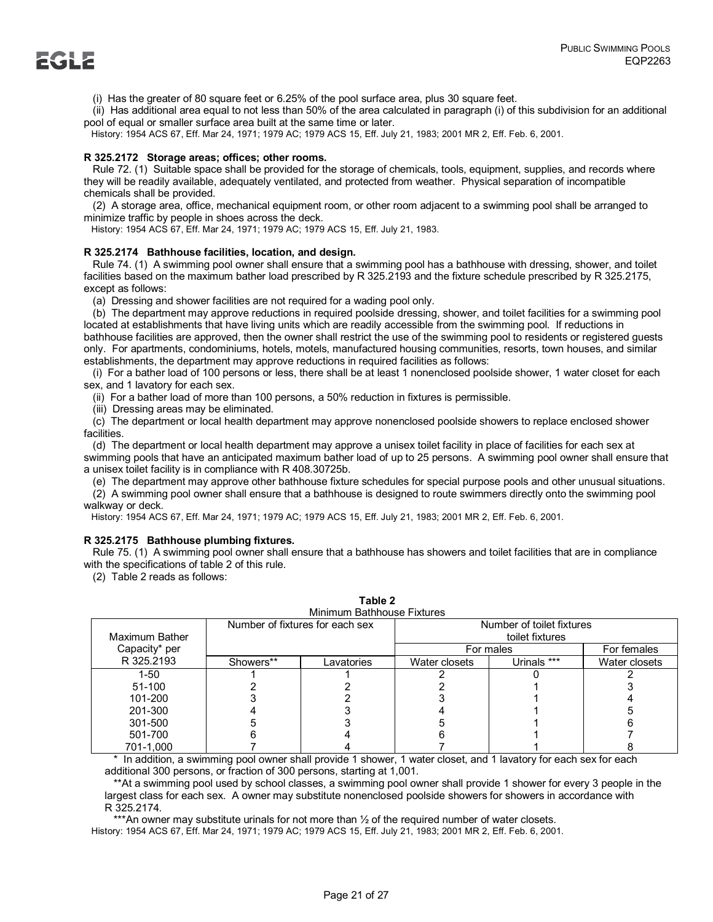(i) Has the greater of 80 square feet or 6.25% of the pool surface area, plus 30 square feet.

(ii) Has additional area equal to not less than 50% of the area calculated in paragraph (i) of this subdivision for an additional pool of equal or smaller surface area built at the same time or later.

History: 1954 ACS 67, Eff. Mar 24, 1971; 1979 AC; 1979 ACS 15, Eff. July 21, 1983; 2001 MR 2, Eff. Feb. 6, 2001.

**R 325.2172 Storage areas; offices; other rooms.**

Rule 72. (1) Suitable space shall be provided for the storage of chemicals, tools, equipment, supplies, and records where they will be readily available, adequately ventilated, and protected from weather. Physical separation of incompatible chemicals shall be provided.

(2) A storage area, office, mechanical equipment room, or other room adjacent to a swimming pool shall be arranged to minimize traffic by people in shoes across the deck.

History: 1954 ACS 67, Eff. Mar 24, 1971; 1979 AC; 1979 ACS 15, Eff. July 21, 1983.

**R 325.2174 Bathhouse facilities, location, and design.**

Rule 74. (1) A swimming pool owner shall ensure that a swimming pool has a bathhouse with dressing, shower, and toilet facilities based on the maximum bather load prescribed by R 325.2193 and the fixture schedule prescribed by R 325.2175, except as follows:

(a) Dressing and shower facilities are not required for a wading pool only.

(b) The department may approve reductions in required poolside dressing, shower, and toilet facilities for a swimming pool located at establishments that have living units which are readily accessible from the swimming pool. If reductions in bathhouse facilities are approved, then the owner shall restrict the use of the swimming pool to residents or registered guests only. For apartments, condominiums, hotels, motels, manufactured housing communities, resorts, town houses, and similar establishments, the department may approve reductions in required facilities as follows:

(i) For a bather load of 100 persons or less, there shall be at least 1 nonenclosed poolside shower, 1 water closet for each sex, and 1 lavatory for each sex.

(ii) For a bather load of more than 100 persons, a 50% reduction in fixtures is permissible.

(iii) Dressing areas may be eliminated.

(c) The department or local health department may approve nonenclosed poolside showers to replace enclosed shower facilities.

(d) The department or local health department may approve a unisex toilet facility in place of facilities for each sex at swimming pools that have an anticipated maximum bather load of up to 25 persons. A swimming pool owner shall ensure that a unisex toilet facility is in compliance with R 408.30725b.

(e) The department may approve other bathhouse fixture schedules for special purpose pools and other unusual situations.

(2) A swimming pool owner shall ensure that a bathhouse is designed to route swimmers directly onto the swimming pool walkway or deck.

History: 1954 ACS 67, Eff. Mar 24, 1971; 1979 AC; 1979 ACS 15, Eff. July 21, 1983; 2001 MR 2, Eff. Feb. 6, 2001.

**R 325.2175 Bathhouse plumbing fixtures.**

Rule 75. (1) A swimming pool owner shall ensure that a bathhouse has showers and toilet facilities that are in compliance with the specifications of table 2 of this rule.

(2) Table 2 reads as follows:

**Table 2**
Minimum Bathhouse Fixtures

| Maximum Bather Capacity* per R 325.2193 | Number of fixtures for each sex | | Number of toilet fixtures toilet fixtures | | |
|---|---|---|---|---|---|
| | | | For males | | For females |
| | Showers** | Lavatories | Water closets | Urinals *** | Water closets |
| 1-50 | 1 | 1 | 2 | 0 | 2 |
| 51-100 | 2 | 2 | 2 | 1 | 3 |
| 101-200 | 3 | 2 | 3 | 1 | 4 |
| 201-300 | 4 | 3 | 4 | 1 | 5 |
| 301-500 | 5 | 3 | 5 | 1 | 6 |
| 501-700 | 6 | 4 | 6 | 1 | 7 |
| 701-1,000 | 7 | 4 | 7 | 1 | 8 |

\* In addition, a swimming pool owner shall provide 1 shower, 1 water closet, and 1 lavatory for each sex for each additional 300 persons, or fraction of 300 persons, starting at 1,001.

\*\*At a swimming pool used by school classes, a swimming pool owner shall provide 1 shower for every 3 people in the largest class for each sex. A owner may substitute nonenclosed poolside showers for showers in accordance with R 325.2174.

\*\*\*An owner may substitute urinals for not more than ½ of the required number of water closets.

History: 1954 ACS 67, Eff. Mar 24, 1971; 1979 AC; 1979 ACS 15, Eff. July 21, 1983; 2001 MR 2, Eff. Feb. 6, 2001.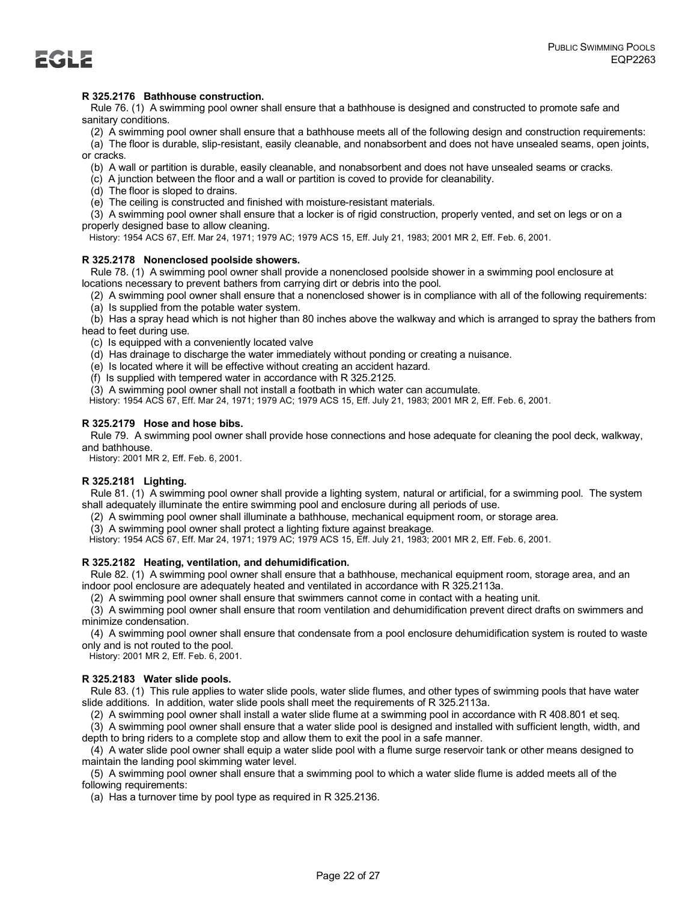**R 325.2176 Bathhouse construction.**

Rule 76. (1) A swimming pool owner shall ensure that a bathhouse is designed and constructed to promote safe and sanitary conditions.

(2) A swimming pool owner shall ensure that a bathhouse meets all of the following design and construction requirements:

(a) The floor is durable, slip-resistant, easily cleanable, and nonabsorbent and does not have unsealed seams, open joints, or cracks.

(b) A wall or partition is durable, easily cleanable, and nonabsorbent and does not have unsealed seams or cracks.

(c) A junction between the floor and a wall or partition is coved to provide for cleanability.

(d) The floor is sloped to drains.

(e) The ceiling is constructed and finished with moisture-resistant materials.

(3) A swimming pool owner shall ensure that a locker is of rigid construction, properly vented, and set on legs or on a properly designed base to allow cleaning.

History: 1954 ACS 67, Eff. Mar 24, 1971; 1979 AC; 1979 ACS 15, Eff. July 21, 1983; 2001 MR 2, Eff. Feb. 6, 2001.

**R 325.2178 Nonenclosed poolside showers.**

Rule 78. (1) A swimming pool owner shall provide a nonenclosed poolside shower in a swimming pool enclosure at locations necessary to prevent bathers from carrying dirt or debris into the pool.

(2) A swimming pool owner shall ensure that a nonenclosed shower is in compliance with all of the following requirements:

(a) Is supplied from the potable water system.

(b) Has a spray head which is not higher than 80 inches above the walkway and which is arranged to spray the bathers from head to feet during use.

(c) Is equipped with a conveniently located valve

(d) Has drainage to discharge the water immediately without ponding or creating a nuisance.

(e) Is located where it will be effective without creating an accident hazard.

(f) Is supplied with tempered water in accordance with R 325.2125.

(3) A swimming pool owner shall not install a footbath in which water can accumulate.

History: 1954 ACS 67, Eff. Mar 24, 1971; 1979 AC; 1979 ACS 15, Eff. July 21, 1983; 2001 MR 2, Eff. Feb. 6, 2001.

**R 325.2179 Hose and hose bibs.**

Rule 79. A swimming pool owner shall provide hose connections and hose adequate for cleaning the pool deck, walkway, and bathhouse.

History: 2001 MR 2, Eff. Feb. 6, 2001.

**R 325.2181 Lighting.**

Rule 81. (1) A swimming pool owner shall provide a lighting system, natural or artificial, for a swimming pool. The system shall adequately illuminate the entire swimming pool and enclosure during all periods of use.

(2) A swimming pool owner shall illuminate a bathhouse, mechanical equipment room, or storage area.

(3) A swimming pool owner shall protect a lighting fixture against breakage.

History: 1954 ACS 67, Eff. Mar 24, 1971; 1979 AC; 1979 ACS 15, Eff. July 21, 1983; 2001 MR 2, Eff. Feb. 6, 2001.

**R 325.2182 Heating, ventilation, and dehumidification.**

Rule 82. (1) A swimming pool owner shall ensure that a bathhouse, mechanical equipment room, storage area, and an indoor pool enclosure are adequately heated and ventilated in accordance with R 325.2113a.

(2) A swimming pool owner shall ensure that swimmers cannot come in contact with a heating unit.

(3) A swimming pool owner shall ensure that room ventilation and dehumidification prevent direct drafts on swimmers and minimize condensation.

(4) A swimming pool owner shall ensure that condensate from a pool enclosure dehumidification system is routed to waste only and is not routed to the pool.

History: 2001 MR 2, Eff. Feb. 6, 2001.

**R 325.2183 Water slide pools.**

Rule 83. (1) This rule applies to water slide pools, water slide flumes, and other types of swimming pools that have water slide additions. In addition, water slide pools shall meet the requirements of R 325.2113a.

(2) A swimming pool owner shall install a water slide flume at a swimming pool in accordance with R 408.801 et seq.

(3) A swimming pool owner shall ensure that a water slide pool is designed and installed with sufficient length, width, and depth to bring riders to a complete stop and allow them to exit the pool in a safe manner.

(4) A water slide pool owner shall equip a water slide pool with a flume surge reservoir tank or other means designed to maintain the landing pool skimming water level.

(5) A swimming pool owner shall ensure that a swimming pool to which a water slide flume is added meets all of the following requirements:

(a) Has a turnover time by pool type as required in R 325.2136.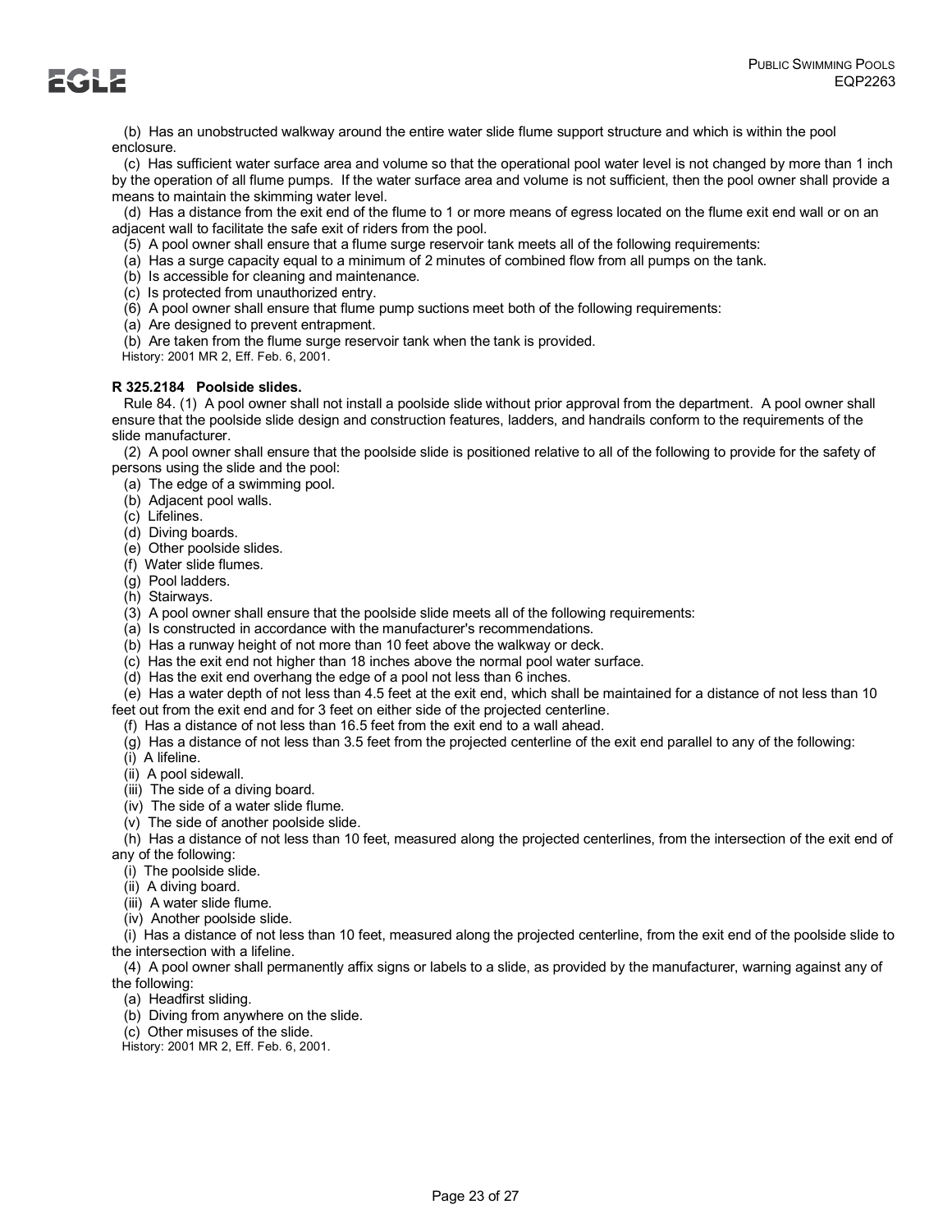(b) Has an unobstructed walkway around the entire water slide flume support structure and which is within the pool enclosure.

(c) Has sufficient water surface area and volume so that the operational pool water level is not changed by more than 1 inch by the operation of all flume pumps. If the water surface area and volume is not sufficient, then the pool owner shall provide a means to maintain the skimming water level.

(d) Has a distance from the exit end of the flume to 1 or more means of egress located on the flume exit end wall or on an adjacent wall to facilitate the safe exit of riders from the pool.

(5) A pool owner shall ensure that a flume surge reservoir tank meets all of the following requirements:

(a) Has a surge capacity equal to a minimum of 2 minutes of combined flow from all pumps on the tank.

(b) Is accessible for cleaning and maintenance.

(c) Is protected from unauthorized entry.

(6) A pool owner shall ensure that flume pump suctions meet both of the following requirements:

(a) Are designed to prevent entrapment.

(b) Are taken from the flume surge reservoir tank when the tank is provided.

History: 2001 MR 2, Eff. Feb. 6, 2001.

**R 325.2184 Poolside slides.**

Rule 84. (1) A pool owner shall not install a poolside slide without prior approval from the department. A pool owner shall ensure that the poolside slide design and construction features, ladders, and handrails conform to the requirements of the slide manufacturer.

(2) A pool owner shall ensure that the poolside slide is positioned relative to all of the following to provide for the safety of persons using the slide and the pool:

(a) The edge of a swimming pool.

(b) Adjacent pool walls.

(c) Lifelines.

(d) Diving boards.

(e) Other poolside slides.

(f) Water slide flumes.

(g) Pool ladders.

(h) Stairways.

(3) A pool owner shall ensure that the poolside slide meets all of the following requirements:

(a) Is constructed in accordance with the manufacturer's recommendations.

(b) Has a runway height of not more than 10 feet above the walkway or deck.

(c) Has the exit end not higher than 18 inches above the normal pool water surface.

(d) Has the exit end overhang the edge of a pool not less than 6 inches.

(e) Has a water depth of not less than 4.5 feet at the exit end, which shall be maintained for a distance of not less than 10 feet out from the exit end and for 3 feet on either side of the projected centerline.

(f) Has a distance of not less than 16.5 feet from the exit end to a wall ahead.

(g) Has a distance of not less than 3.5 feet from the projected centerline of the exit end parallel to any of the following:

(i) A lifeline.

(ii) A pool sidewall.

(iii) The side of a diving board.

(iv) The side of a water slide flume.

(v) The side of another poolside slide.

(h) Has a distance of not less than 10 feet, measured along the projected centerlines, from the intersection of the exit end of any of the following:

(i) The poolside slide.

(ii) A diving board.

(iii) A water slide flume.

(iv) Another poolside slide.

(i) Has a distance of not less than 10 feet, measured along the projected centerline, from the exit end of the poolside slide to the intersection with a lifeline.

(4) A pool owner shall permanently affix signs or labels to a slide, as provided by the manufacturer, warning against any of the following:

(a) Headfirst sliding.

(b) Diving from anywhere on the slide.

(c) Other misuses of the slide.

History: 2001 MR 2, Eff. Feb. 6, 2001.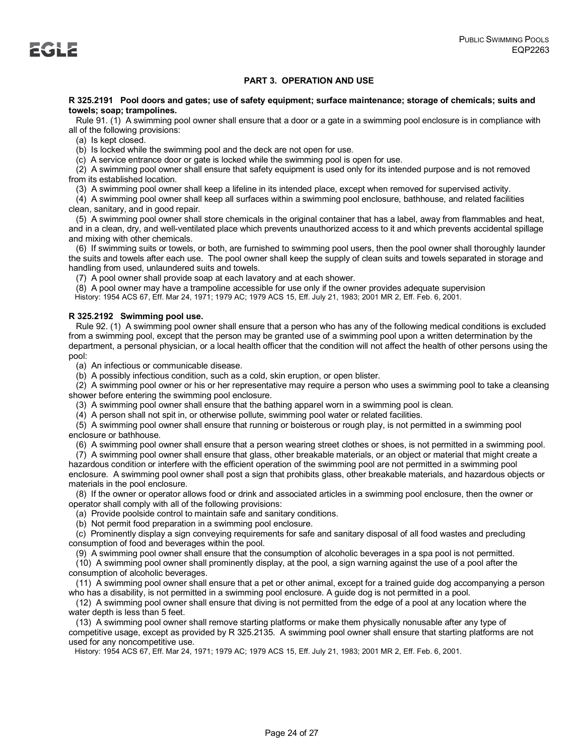## PART 3. OPERATION AND USE

**R 325.2191 Pool doors and gates; use of safety equipment; surface maintenance; storage of chemicals; suits and towels; soap; trampolines.**

Rule 91. (1) A swimming pool owner shall ensure that a door or a gate in a swimming pool enclosure is in compliance with all of the following provisions:

(a) Is kept closed.

(b) Is locked while the swimming pool and the deck are not open for use.

(c) A service entrance door or gate is locked while the swimming pool is open for use.

(2) A swimming pool owner shall ensure that safety equipment is used only for its intended purpose and is not removed from its established location.

(3) A swimming pool owner shall keep a lifeline in its intended place, except when removed for supervised activity.

(4) A swimming pool owner shall keep all surfaces within a swimming pool enclosure, bathhouse, and related facilities clean, sanitary, and in good repair.

(5) A swimming pool owner shall store chemicals in the original container that has a label, away from flammables and heat, and in a clean, dry, and well-ventilated place which prevents unauthorized access to it and which prevents accidental spillage and mixing with other chemicals.

(6) If swimming suits or towels, or both, are furnished to swimming pool users, then the pool owner shall thoroughly launder the suits and towels after each use. The pool owner shall keep the supply of clean suits and towels separated in storage and handling from used, unlaundered suits and towels.

(7) A pool owner shall provide soap at each lavatory and at each shower.

(8) A pool owner may have a trampoline accessible for use only if the owner provides adequate supervision

History: 1954 ACS 67, Eff. Mar 24, 1971; 1979 AC; 1979 ACS 15, Eff. July 21, 1983; 2001 MR 2, Eff. Feb. 6, 2001.

**R 325.2192 Swimming pool use.**

Rule 92. (1) A swimming pool owner shall ensure that a person who has any of the following medical conditions is excluded from a swimming pool, except that the person may be granted use of a swimming pool upon a written determination by the department, a personal physician, or a local health officer that the condition will not affect the health of other persons using the pool:

(a) An infectious or communicable disease.

(b) A possibly infectious condition, such as a cold, skin eruption, or open blister.

(2) A swimming pool owner or his or her representative may require a person who uses a swimming pool to take a cleansing shower before entering the swimming pool enclosure.

(3) A swimming pool owner shall ensure that the bathing apparel worn in a swimming pool is clean.

(4) A person shall not spit in, or otherwise pollute, swimming pool water or related facilities.

(5) A swimming pool owner shall ensure that running or boisterous or rough play, is not permitted in a swimming pool enclosure or bathhouse.

(6) A swimming pool owner shall ensure that a person wearing street clothes or shoes, is not permitted in a swimming pool.

(7) A swimming pool owner shall ensure that glass, other breakable materials, or an object or material that might create a hazardous condition or interfere with the efficient operation of the swimming pool are not permitted in a swimming pool enclosure. A swimming pool owner shall post a sign that prohibits glass, other breakable materials, and hazardous objects or materials in the pool enclosure.

(8) If the owner or operator allows food or drink and associated articles in a swimming pool enclosure, then the owner or operator shall comply with all of the following provisions:

(a) Provide poolside control to maintain safe and sanitary conditions.

(b) Not permit food preparation in a swimming pool enclosure.

(c) Prominently display a sign conveying requirements for safe and sanitary disposal of all food wastes and precluding consumption of food and beverages within the pool.

(9) A swimming pool owner shall ensure that the consumption of alcoholic beverages in a spa pool is not permitted.

(10) A swimming pool owner shall prominently display, at the pool, a sign warning against the use of a pool after the consumption of alcoholic beverages.

(11) A swimming pool owner shall ensure that a pet or other animal, except for a trained guide dog accompanying a person who has a disability, is not permitted in a swimming pool enclosure. A guide dog is not permitted in a pool.

(12) A swimming pool owner shall ensure that diving is not permitted from the edge of a pool at any location where the water depth is less than 5 feet.

(13) A swimming pool owner shall remove starting platforms or make them physically nonusable after any type of competitive usage, except as provided by R 325.2135. A swimming pool owner shall ensure that starting platforms are not used for any noncompetitive use.

History: 1954 ACS 67, Eff. Mar 24, 1971; 1979 AC; 1979 ACS 15, Eff. July 21, 1983; 2001 MR 2, Eff. Feb. 6, 2001.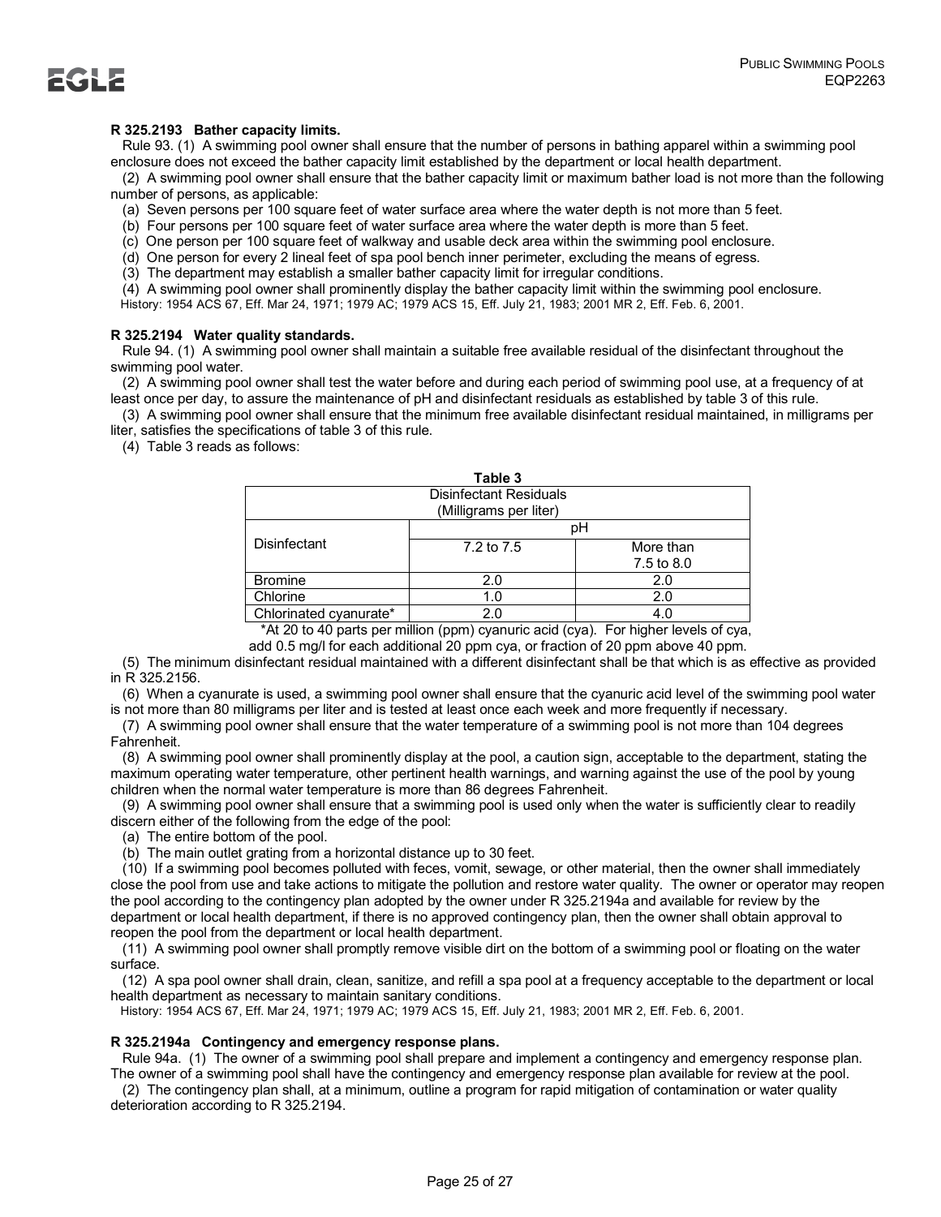**R 325.2193 Bather capacity limits.**

Rule 93. (1) A swimming pool owner shall ensure that the number of persons in bathing apparel within a swimming pool enclosure does not exceed the bather capacity limit established by the department or local health department.

(2) A swimming pool owner shall ensure that the bather capacity limit or maximum bather load is not more than the following number of persons, as applicable:

(a) Seven persons per 100 square feet of water surface area where the water depth is not more than 5 feet.

(b) Four persons per 100 square feet of water surface area where the water depth is more than 5 feet.

(c) One person per 100 square feet of walkway and usable deck area within the swimming pool enclosure.

(d) One person for every 2 lineal feet of spa pool bench inner perimeter, excluding the means of egress.

(3) The department may establish a smaller bather capacity limit for irregular conditions.

(4) A swimming pool owner shall prominently display the bather capacity limit within the swimming pool enclosure.

History: 1954 ACS 67, Eff. Mar 24, 1971; 1979 AC; 1979 ACS 15, Eff. July 21, 1983; 2001 MR 2, Eff. Feb. 6, 2001.

**R 325.2194 Water quality standards.**

Rule 94. (1) A swimming pool owner shall maintain a suitable free available residual of the disinfectant throughout the swimming pool water.

(2) A swimming pool owner shall test the water before and during each period of swimming pool use, at a frequency of at least once per day, to assure the maintenance of pH and disinfectant residuals as established by table 3 of this rule.

(3) A swimming pool owner shall ensure that the minimum free available disinfectant residual maintained, in milligrams per liter, satisfies the specifications of table 3 of this rule.

(4) Table 3 reads as follows:

**Table 3**

| Disinfectant Residuals (Milligrams per liter) | | |
|---|---|---|
| Disinfectant | pH | |
| | 7.2 to 7.5 | More than 7.5 to 8.0 |
| Bromine | 2.0 | 2.0 |
| Chlorine | 1.0 | 2.0 |
| Chlorinated cyanurate* | 2.0 | 4.0 |

*At 20 to 40 parts per million (ppm) cyanuric acid (cya). For higher levels of cya, add 0.5 mg/l for each additional 20 ppm cya, or fraction of 20 ppm above 40 ppm.

(5) The minimum disinfectant residual maintained with a different disinfectant shall be that which is as effective as provided in R 325.2156.

(6) When a cyanurate is used, a swimming pool owner shall ensure that the cyanuric acid level of the swimming pool water is not more than 80 milligrams per liter and is tested at least once each week and more frequently if necessary.

(7) A swimming pool owner shall ensure that the water temperature of a swimming pool is not more than 104 degrees Fahrenheit.

(8) A swimming pool owner shall prominently display at the pool, a caution sign, acceptable to the department, stating the maximum operating water temperature, other pertinent health warnings, and warning against the use of the pool by young children when the normal water temperature is more than 86 degrees Fahrenheit.

(9) A swimming pool owner shall ensure that a swimming pool is used only when the water is sufficiently clear to readily discern either of the following from the edge of the pool:

(a) The entire bottom of the pool.

(b) The main outlet grating from a horizontal distance up to 30 feet.

(10) If a swimming pool becomes polluted with feces, vomit, sewage, or other material, then the owner shall immediately close the pool from use and take actions to mitigate the pollution and restore water quality. The owner or operator may reopen the pool according to the contingency plan adopted by the owner under R 325.2194a and available for review by the department or local health department, if there is no approved contingency plan, then the owner shall obtain approval to reopen the pool from the department or local health department.

(11) A swimming pool owner shall promptly remove visible dirt on the bottom of a swimming pool or floating on the water surface.

(12) A spa pool owner shall drain, clean, sanitize, and refill a spa pool at a frequency acceptable to the department or local health department as necessary to maintain sanitary conditions.

History: 1954 ACS 67, Eff. Mar 24, 1971; 1979 AC; 1979 ACS 15, Eff. July 21, 1983; 2001 MR 2, Eff. Feb. 6, 2001.

**R 325.2194a Contingency and emergency response plans.**

Rule 94a. (1) The owner of a swimming pool shall prepare and implement a contingency and emergency response plan. The owner of a swimming pool shall have the contingency and emergency response plan available for review at the pool.

(2) The contingency plan shall, at a minimum, outline a program for rapid mitigation of contamination or water quality deterioration according to R 325.2194.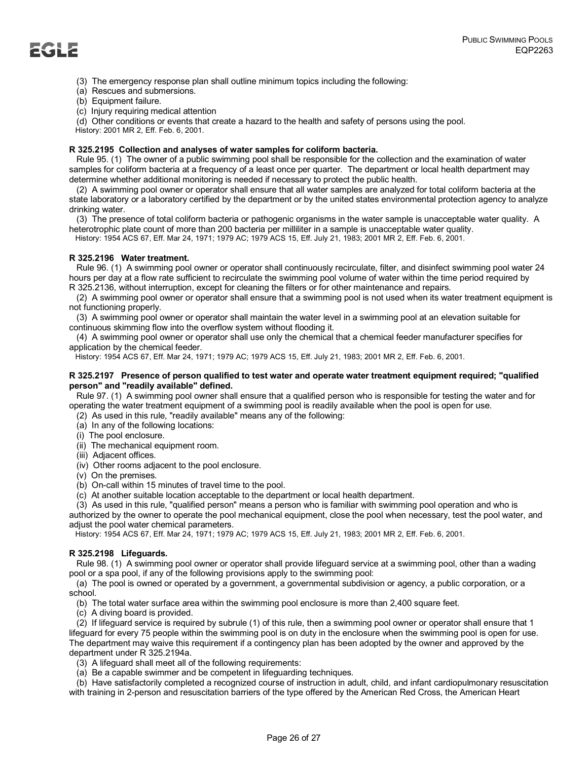(3) The emergency response plan shall outline minimum topics including the following:

(a) Rescues and submersions.

(b) Equipment failure.

(c) Injury requiring medical attention

(d) Other conditions or events that create a hazard to the health and safety of persons using the pool.

History: 2001 MR 2, Eff. Feb. 6, 2001.

**R 325.2195 Collection and analyses of water samples for coliform bacteria.**

Rule 95. (1) The owner of a public swimming pool shall be responsible for the collection and the examination of water samples for coliform bacteria at a frequency of a least once per quarter. The department or local health department may determine whether additional monitoring is needed if necessary to protect the public health.

(2) A swimming pool owner or operator shall ensure that all water samples are analyzed for total coliform bacteria at the state laboratory or a laboratory certified by the department or by the united states environmental protection agency to analyze drinking water.

(3) The presence of total coliform bacteria or pathogenic organisms in the water sample is unacceptable water quality. A heterotrophic plate count of more than 200 bacteria per milliliter in a sample is unacceptable water quality.

History: 1954 ACS 67, Eff. Mar 24, 1971; 1979 AC; 1979 ACS 15, Eff. July 21, 1983; 2001 MR 2, Eff. Feb. 6, 2001.

**R 325.2196 Water treatment.**

Rule 96. (1) A swimming pool owner or operator shall continuously recirculate, filter, and disinfect swimming pool water 24 hours per day at a flow rate sufficient to recirculate the swimming pool volume of water within the time period required by R 325.2136, without interruption, except for cleaning the filters or for other maintenance and repairs.

(2) A swimming pool owner or operator shall ensure that a swimming pool is not used when its water treatment equipment is not functioning properly.

(3) A swimming pool owner or operator shall maintain the water level in a swimming pool at an elevation suitable for continuous skimming flow into the overflow system without flooding it.

(4) A swimming pool owner or operator shall use only the chemical that a chemical feeder manufacturer specifies for application by the chemical feeder.

History: 1954 ACS 67, Eff. Mar 24, 1971; 1979 AC; 1979 ACS 15, Eff. July 21, 1983; 2001 MR 2, Eff. Feb. 6, 2001.

**R 325.2197 Presence of person qualified to test water and operate water treatment equipment required; "qualified person" and "readily available" defined.**

Rule 97. (1) A swimming pool owner shall ensure that a qualified person who is responsible for testing the water and for operating the water treatment equipment of a swimming pool is readily available when the pool is open for use.

(2) As used in this rule, "readily available" means any of the following:

(a) In any of the following locations:

(i) The pool enclosure.

(ii) The mechanical equipment room.

(iii) Adjacent offices.

(iv) Other rooms adjacent to the pool enclosure.

(v) On the premises.

(b) On-call within 15 minutes of travel time to the pool.

(c) At another suitable location acceptable to the department or local health department.

(3) As used in this rule, "qualified person" means a person who is familiar with swimming pool operation and who is authorized by the owner to operate the pool mechanical equipment, close the pool when necessary, test the pool water, and adjust the pool water chemical parameters.

History: 1954 ACS 67, Eff. Mar 24, 1971; 1979 AC; 1979 ACS 15, Eff. July 21, 1983; 2001 MR 2, Eff. Feb. 6, 2001.

**R 325.2198 Lifeguards.**

Rule 98. (1) A swimming pool owner or operator shall provide lifeguard service at a swimming pool, other than a wading pool or a spa pool, if any of the following provisions apply to the swimming pool:

(a) The pool is owned or operated by a government, a governmental subdivision or agency, a public corporation, or a school.

(b) The total water surface area within the swimming pool enclosure is more than 2,400 square feet.

(c) A diving board is provided.

(2) If lifeguard service is required by subrule (1) of this rule, then a swimming pool owner or operator shall ensure that 1 lifeguard for every 75 people within the swimming pool is on duty in the enclosure when the swimming pool is open for use. The department may waive this requirement if a contingency plan has been adopted by the owner and approved by the department under R 325.2194a.

(3) A lifeguard shall meet all of the following requirements:

(a) Be a capable swimmer and be competent in lifeguarding techniques.

(b) Have satisfactorily completed a recognized course of instruction in adult, child, and infant cardiopulmonary resuscitation with training in 2-person and resuscitation barriers of the type offered by the American Red Cross, the American Heart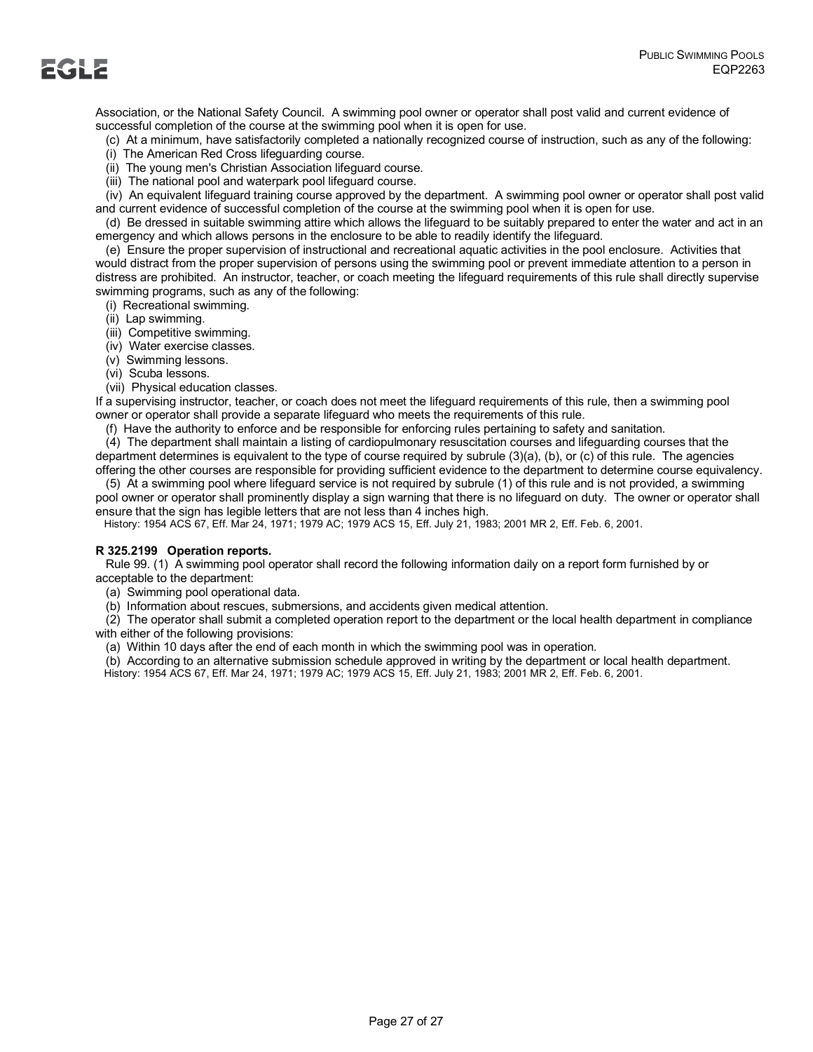Association, or the National Safety Council. A swimming pool owner or operator shall post valid and current evidence of successful completion of the course at the swimming pool when it is open for use.

(c) At a minimum, have satisfactorily completed a nationally recognized course of instruction, such as any of the following:

(i) The American Red Cross lifeguarding course.

(ii) The young men's Christian Association lifeguard course.

(iii) The national pool and waterpark pool lifeguard course.

(iv) An equivalent lifeguard training course approved by the department. A swimming pool owner or operator shall post valid and current evidence of successful completion of the course at the swimming pool when it is open for use.

(d) Be dressed in suitable swimming attire which allows the lifeguard to be suitably prepared to enter the water and act in an emergency and which allows persons in the enclosure to be able to readily identify the lifeguard.

(e) Ensure the proper supervision of instructional and recreational aquatic activities in the pool enclosure. Activities that would distract from the proper supervision of persons using the swimming pool or prevent immediate attention to a person in distress are prohibited. An instructor, teacher, or coach meeting the lifeguard requirements of this rule shall directly supervise swimming programs, such as any of the following:

(i) Recreational swimming.

(ii) Lap swimming.

(iii) Competitive swimming.

(iv) Water exercise classes.

(v) Swimming lessons.

(vi) Scuba lessons.

(vii) Physical education classes.

If a supervising instructor, teacher, or coach does not meet the lifeguard requirements of this rule, then a swimming pool owner or operator shall provide a separate lifeguard who meets the requirements of this rule.

(f) Have the authority to enforce and be responsible for enforcing rules pertaining to safety and sanitation.

(4) The department shall maintain a listing of cardiopulmonary resuscitation courses and lifeguarding courses that the department determines is equivalent to the type of course required by subrule (3)(a), (b), or (c) of this rule. The agencies offering the other courses are responsible for providing sufficient evidence to the department to determine course equivalency.

(5) At a swimming pool where lifeguard service is not required by subrule (1) of this rule and is not provided, a swimming pool owner or operator shall prominently display a sign warning that there is no lifeguard on duty. The owner or operator shall ensure that the sign has legible letters that are not less than 4 inches high.

History: 1954 ACS 67, Eff. Mar 24, 1971; 1979 AC; 1979 ACS 15, Eff. July 21, 1983; 2001 MR 2, Eff. Feb. 6, 2001.

**R 325.2199 Operation reports.**

Rule 99. (1) A swimming pool operator shall record the following information daily on a report form furnished by or acceptable to the department:

(a) Swimming pool operational data.

(b) Information about rescues, submersions, and accidents given medical attention.

(2) The operator shall submit a completed operation report to the department or the local health department in compliance with either of the following provisions:

(a) Within 10 days after the end of each month in which the swimming pool was in operation.

(b) According to an alternative submission schedule approved in writing by the department or local health department.

History: 1954 ACS 67, Eff. Mar 24, 1971; 1979 AC; 1979 ACS 15, Eff. July 21, 1983; 2001 MR 2, Eff. Feb. 6, 2001.